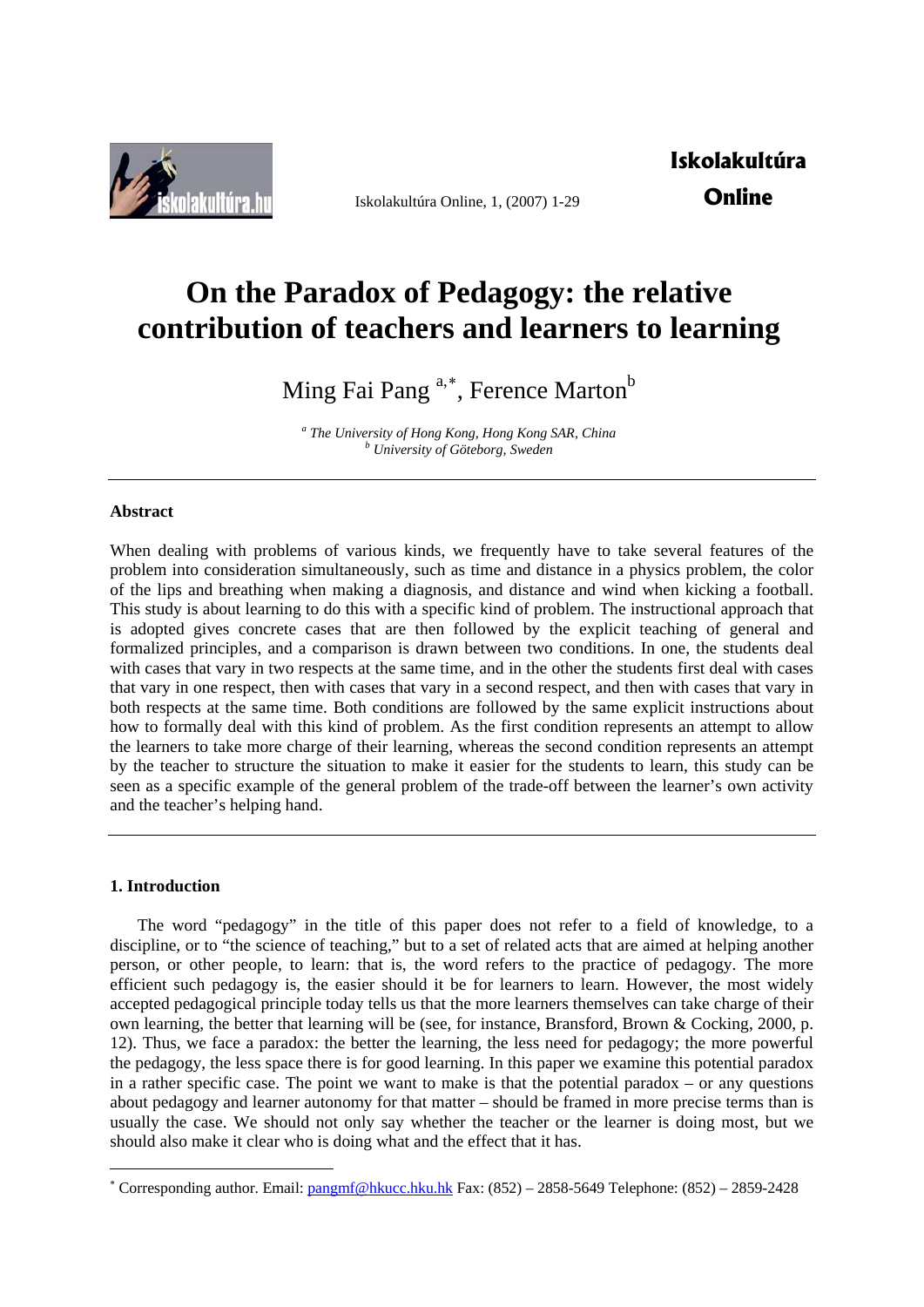# On the Paradox of Pedagogy: the relative contribution of teachers and learners to learning

Ming Fai Pang [a,*], Ference Marton[b]

[a] *The University of Hong Kong, Hong Kong SAR, China*
[b] *University of Göteborg, Sweden*

---

**Abstract**

When dealing with problems of various kinds, we frequently have to take several features of the problem into consideration simultaneously, such as time and distance in a physics problem, the color of the lips and breathing when making a diagnosis, and distance and wind when kicking a football. This study is about learning to do this with a specific kind of problem. The instructional approach that is adopted gives concrete cases that are then followed by the explicit teaching of general and formalized principles, and a comparison is drawn between two conditions. In one, the students deal with cases that vary in two respects at the same time, and in the other the students first deal with cases that vary in one respect, then with cases that vary in a second respect, and then with cases that vary in both respects at the same time. Both conditions are followed by the same explicit instructions about how to formally deal with this kind of problem. As the first condition represents an attempt to allow the learners to take more charge of their learning, whereas the second condition represents an attempt by the teacher to structure the situation to make it easier for the students to learn, this study can be seen as a specific example of the general problem of the trade-off between the learner's own activity and the teacher's helping hand.

---

## 1. Introduction

The word "pedagogy" in the title of this paper does not refer to a field of knowledge, to a discipline, or to "the science of teaching," but to a set of related acts that are aimed at helping another person, or other people, to learn: that is, the word refers to the practice of pedagogy. The more efficient such pedagogy is, the easier should it be for learners to learn. However, the most widely accepted pedagogical principle today tells us that the more learners themselves can take charge of their own learning, the better that learning will be (see, for instance, Bransford, Brown & Cocking, 2000, p. 12). Thus, we face a paradox: the better the learning, the less need for pedagogy; the more powerful the pedagogy, the less space there is for good learning. In this paper we examine this potential paradox in a rather specific case. The point we want to make is that the potential paradox – or any questions about pedagogy and learner autonomy for that matter – should be framed in more precise terms than is usually the case. We should not only say whether the teacher or the learner is doing most, but we should also make it clear who is doing what and the effect that it has.

---

[*] Corresponding author. Email: pangmf@hkucc.hku.hk Fax: (852) – 2858-5649 Telephone: (852) – 2859-2428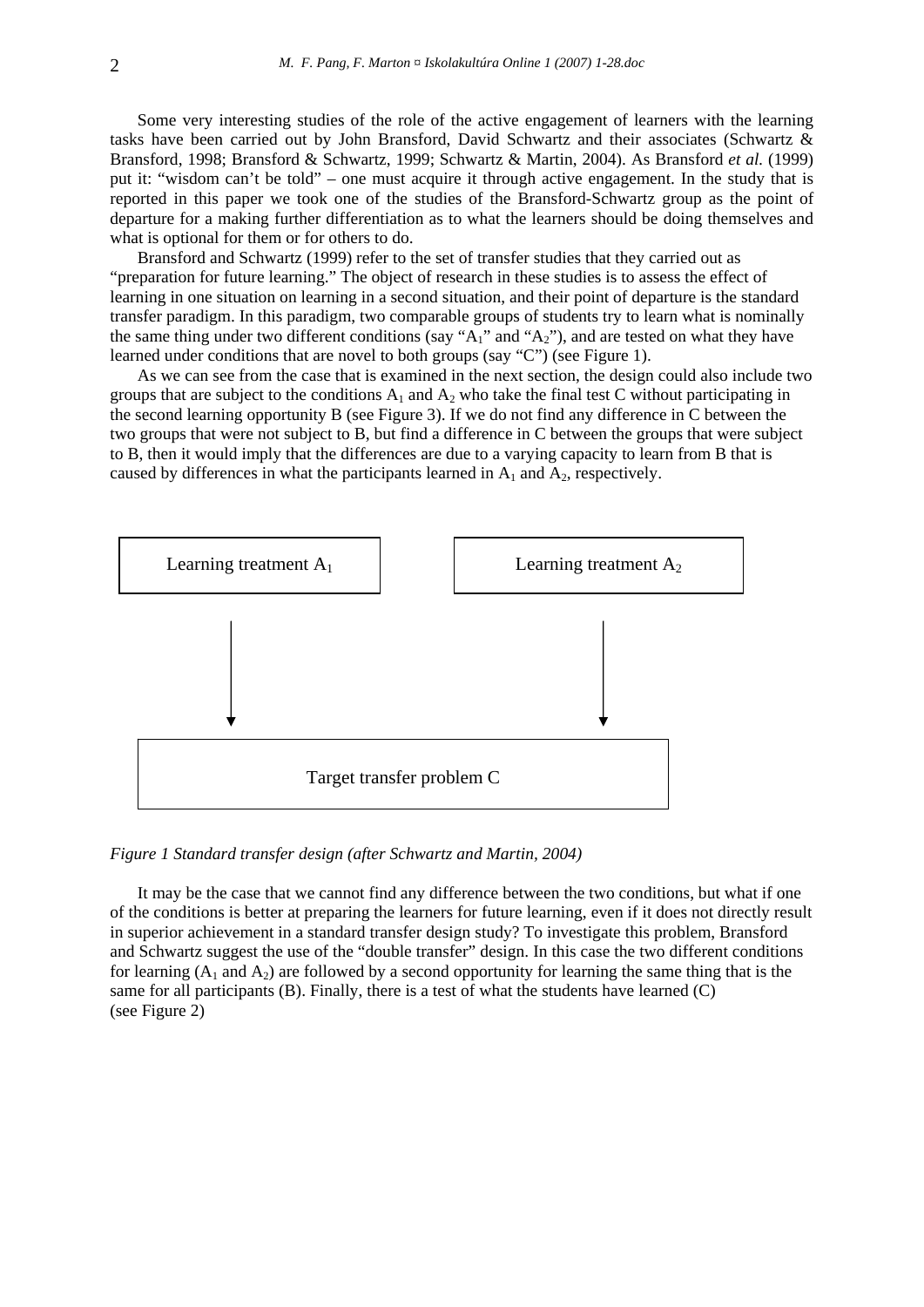Some very interesting studies of the role of the active engagement of learners with the learning tasks have been carried out by John Bransford, David Schwartz and their associates (Schwartz & Bransford, 1998; Bransford & Schwartz, 1999; Schwartz & Martin, 2004). As Bransford *et al.* (1999) put it: "wisdom can't be told" – one must acquire it through active engagement. In the study that is reported in this paper we took one of the studies of the Bransford-Schwartz group as the point of departure for a making further differentiation as to what the learners should be doing themselves and what is optional for them or for others to do.

Bransford and Schwartz (1999) refer to the set of transfer studies that they carried out as "preparation for future learning." The object of research in these studies is to assess the effect of learning in one situation on learning in a second situation, and their point of departure is the standard transfer paradigm. In this paradigm, two comparable groups of students try to learn what is nominally the same thing under two different conditions (say "$A_1$" and "$A_2$"), and are tested on what they have learned under conditions that are novel to both groups (say "C") (see Figure 1).

As we can see from the case that is examined in the next section, the design could also include two groups that are subject to the conditions $A_1$ and $A_2$ who take the final test C without participating in the second learning opportunity B (see Figure 3). If we do not find any difference in C between the two groups that were not subject to B, but find a difference in C between the groups that were subject to B, then it would imply that the differences are due to a varying capacity to learn from B that is caused by differences in what the participants learned in $A_1$ and $A_2$, respectively.

Learning treatment $A_1$ → Target transfer problem C

Learning treatment $A_2$ → Target transfer problem C

*Figure 1 Standard transfer design (after Schwartz and Martin, 2004)*

It may be the case that we cannot find any difference between the two conditions, but what if one of the conditions is better at preparing the learners for future learning, even if it does not directly result in superior achievement in a standard transfer design study? To investigate this problem, Bransford and Schwartz suggest the use of the "double transfer" design. In this case the two different conditions for learning ($A_1$ and $A_2$) are followed by a second opportunity for learning the same thing that is the same for all participants (B). Finally, there is a test of what the students have learned (C) (see Figure 2)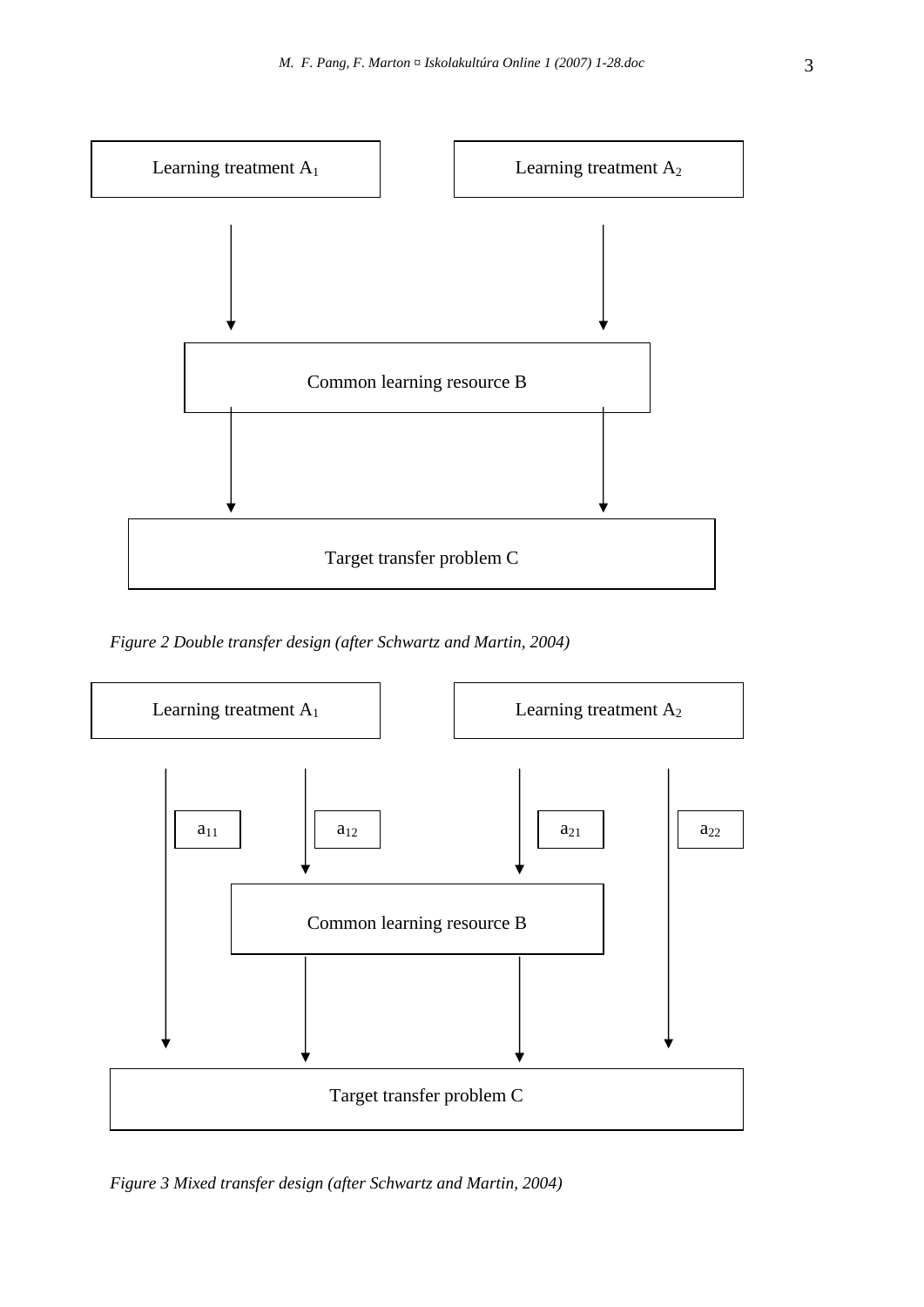Learning treatment $A_1$

Learning treatment $A_2$

Common learning resource B

Target transfer problem C

*Figure 2 Double transfer design (after Schwartz and Martin, 2004)*

Learning treatment $A_1$

Learning treatment $A_2$

$a_{11}$

$a_{12}$

$a_{21}$

$a_{22}$

Common learning resource B

Target transfer problem C

*Figure 3 Mixed transfer design (after Schwartz and Martin, 2004)*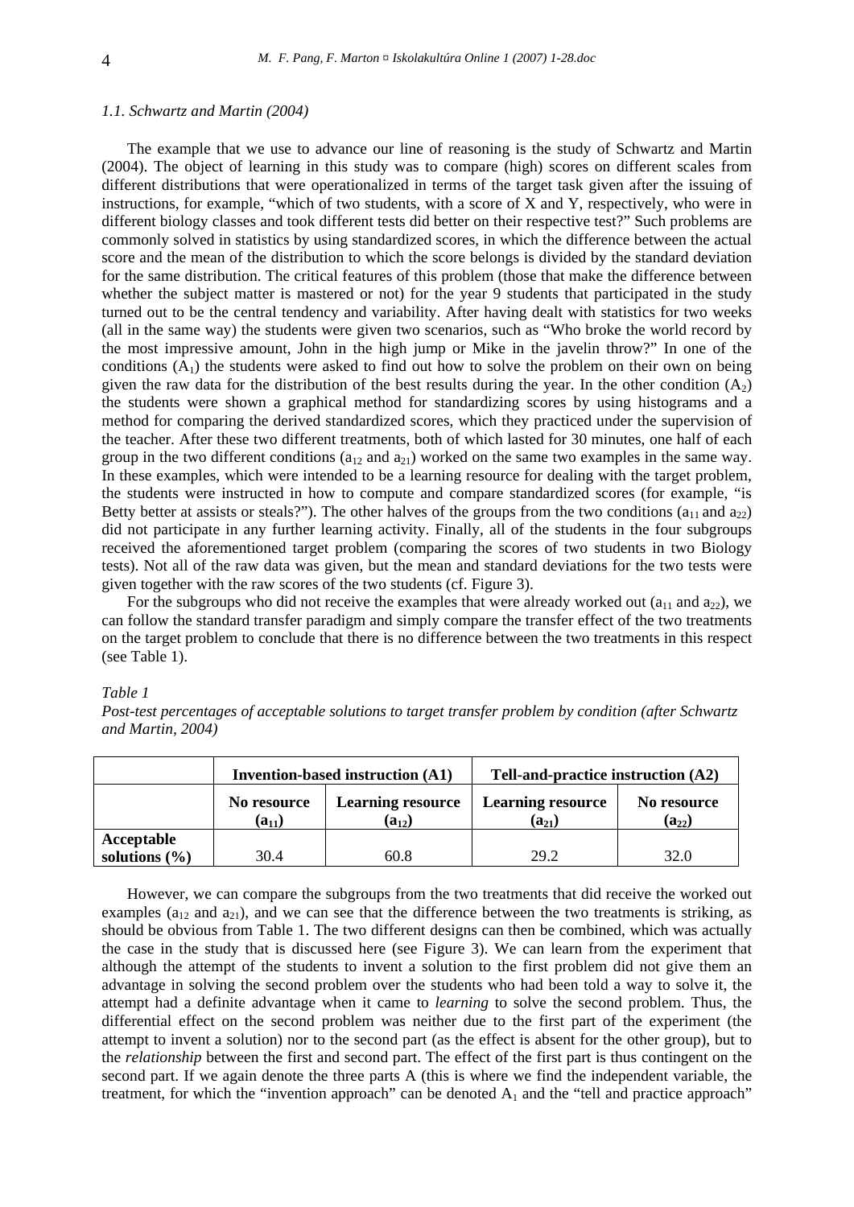### *1.1. Schwartz and Martin (2004)*

The example that we use to advance our line of reasoning is the study of Schwartz and Martin (2004). The object of learning in this study was to compare (high) scores on different scales from different distributions that were operationalized in terms of the target task given after the issuing of instructions, for example, "which of two students, with a score of X and Y, respectively, who were in different biology classes and took different tests did better on their respective test?" Such problems are commonly solved in statistics by using standardized scores, in which the difference between the actual score and the mean of the distribution to which the score belongs is divided by the standard deviation for the same distribution. The critical features of this problem (those that make the difference between whether the subject matter is mastered or not) for the year 9 students that participated in the study turned out to be the central tendency and variability. After having dealt with statistics for two weeks (all in the same way) the students were given two scenarios, such as "Who broke the world record by the most impressive amount, John in the high jump or Mike in the javelin throw?" In one of the conditions ($A_1$) the students were asked to find out how to solve the problem on their own on being given the raw data for the distribution of the best results during the year. In the other condition ($A_2$) the students were shown a graphical method for standardizing scores by using histograms and a method for comparing the derived standardized scores, which they practiced under the supervision of the teacher. After these two different treatments, both of which lasted for 30 minutes, one half of each group in the two different conditions ($a_{12}$ and $a_{21}$) worked on the same two examples in the same way. In these examples, which were intended to be a learning resource for dealing with the target problem, the students were instructed in how to compute and compare standardized scores (for example, "is Betty better at assists or steals?"). The other halves of the groups from the two conditions ($a_{11}$ and $a_{22}$) did not participate in any further learning activity. Finally, all of the students in the four subgroups received the aforementioned target problem (comparing the scores of two students in two Biology tests). Not all of the raw data was given, but the mean and standard deviations for the two tests were given together with the raw scores of the two students (cf. Figure 3).

For the subgroups who did not receive the examples that were already worked out ($a_{11}$ and $a_{22}$), we can follow the standard transfer paradigm and simply compare the transfer effect of the two treatments on the target problem to conclude that there is no difference between the two treatments in this respect (see Table 1).

*Table 1*

*Post-test percentages of acceptable solutions to target transfer problem by condition (after Schwartz and Martin, 2004)*

| | **Invention-based instruction (A1)** | | **Tell-and-practice instruction (A2)** | |
|---|---|---|---|---|
| | **No resource ($a_{11}$)** | **Learning resource ($a_{12}$)** | **Learning resource ($a_{21}$)** | **No resource ($a_{22}$)** |
| **Acceptable solutions (%)** | 30.4 | 60.8 | 29.2 | 32.0 |

However, we can compare the subgroups from the two treatments that did receive the worked out examples ($a_{12}$ and $a_{21}$), and we can see that the difference between the two treatments is striking, as should be obvious from Table 1. The two different designs can then be combined, which was actually the case in the study that is discussed here (see Figure 3). We can learn from the experiment that although the attempt of the students to invent a solution to the first problem did not give them an advantage in solving the second problem over the students who had been told a way to solve it, the attempt had a definite advantage when it came to *learning* to solve the second problem. Thus, the differential effect on the second problem was neither due to the first part of the experiment (the attempt to invent a solution) nor to the second part (as the effect is absent for the other group), but to the *relationship* between the first and second part. The effect of the first part is thus contingent on the second part. If we again denote the three parts A (this is where we find the independent variable, the treatment, for which the "invention approach" can be denoted $A_1$ and the "tell and practice approach"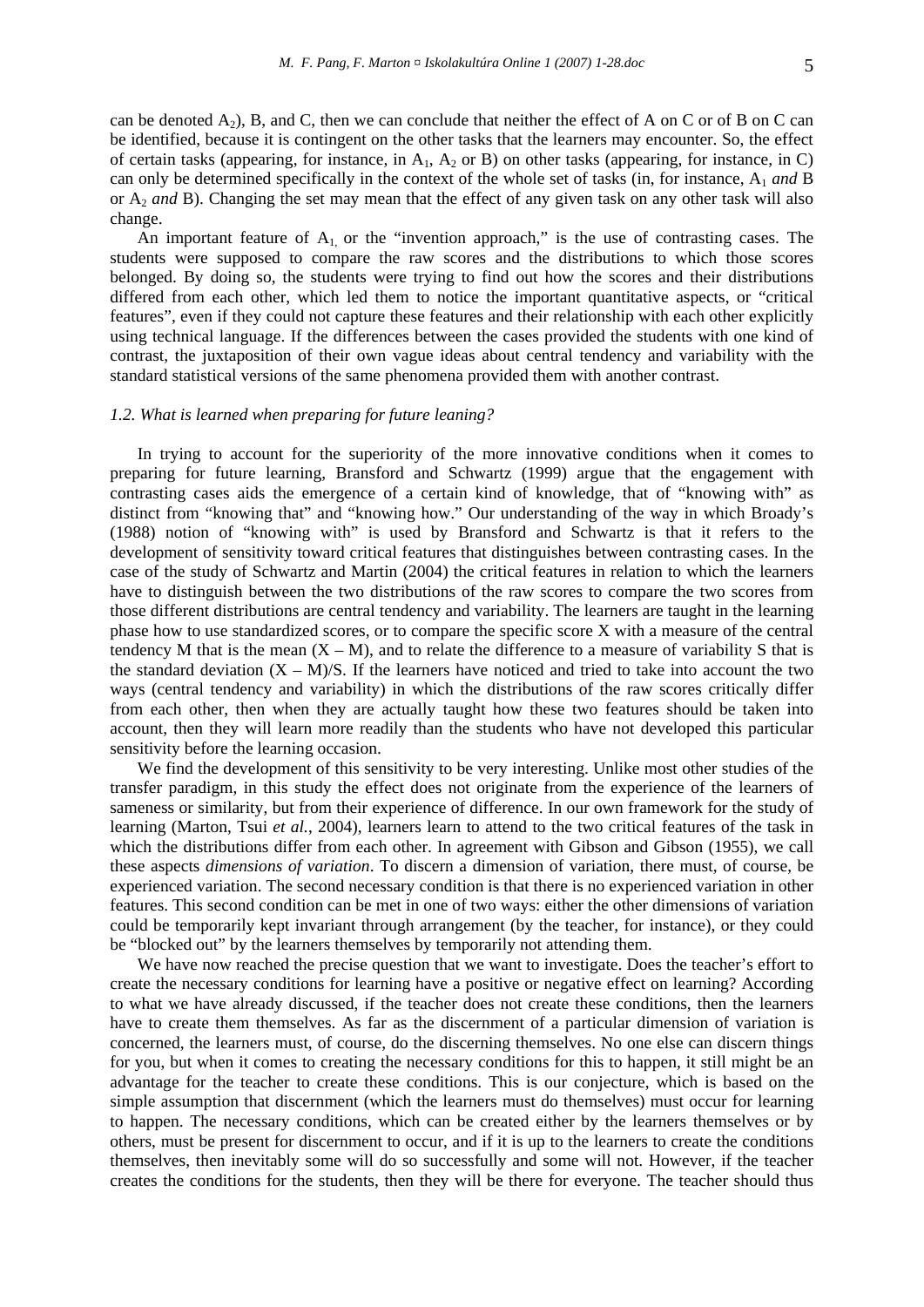can be denoted $A_2$), B, and C, then we can conclude that neither the effect of A on C or of B on C can be identified, because it is contingent on the other tasks that the learners may encounter. So, the effect of certain tasks (appearing, for instance, in $A_1$, $A_2$ or B) on other tasks (appearing, for instance, in C) can only be determined specifically in the context of the whole set of tasks (in, for instance, $A_1$ *and* B or $A_2$ *and* B). Changing the set may mean that the effect of any given task on any other task will also change.

An important feature of $A_1$, or the "invention approach," is the use of contrasting cases. The students were supposed to compare the raw scores and the distributions to which those scores belonged. By doing so, the students were trying to find out how the scores and their distributions differed from each other, which led them to notice the important quantitative aspects, or "critical features", even if they could not capture these features and their relationship with each other explicitly using technical language. If the differences between the cases provided the students with one kind of contrast, the juxtaposition of their own vague ideas about central tendency and variability with the standard statistical versions of the same phenomena provided them with another contrast.

### *1.2. What is learned when preparing for future leaning?*

In trying to account for the superiority of the more innovative conditions when it comes to preparing for future learning, Bransford and Schwartz (1999) argue that the engagement with contrasting cases aids the emergence of a certain kind of knowledge, that of "knowing with" as distinct from "knowing that" and "knowing how." Our understanding of the way in which Broady's (1988) notion of "knowing with" is used by Bransford and Schwartz is that it refers to the development of sensitivity toward critical features that distinguishes between contrasting cases. In the case of the study of Schwartz and Martin (2004) the critical features in relation to which the learners have to distinguish between the two distributions of the raw scores to compare the two scores from those different distributions are central tendency and variability. The learners are taught in the learning phase how to use standardized scores, or to compare the specific score X with a measure of the central tendency M that is the mean $(X – M)$, and to relate the difference to a measure of variability S that is the standard deviation $(X – M)/S$. If the learners have noticed and tried to take into account the two ways (central tendency and variability) in which the distributions of the raw scores critically differ from each other, then when they are actually taught how these two features should be taken into account, then they will learn more readily than the students who have not developed this particular sensitivity before the learning occasion.

We find the development of this sensitivity to be very interesting. Unlike most other studies of the transfer paradigm, in this study the effect does not originate from the experience of the learners of sameness or similarity, but from their experience of difference. In our own framework for the study of learning (Marton, Tsui *et al.*, 2004), learners learn to attend to the two critical features of the task in which the distributions differ from each other. In agreement with Gibson and Gibson (1955), we call these aspects *dimensions of variation*. To discern a dimension of variation, there must, of course, be experienced variation. The second necessary condition is that there is no experienced variation in other features. This second condition can be met in one of two ways: either the other dimensions of variation could be temporarily kept invariant through arrangement (by the teacher, for instance), or they could be "blocked out" by the learners themselves by temporarily not attending them.

We have now reached the precise question that we want to investigate. Does the teacher's effort to create the necessary conditions for learning have a positive or negative effect on learning? According to what we have already discussed, if the teacher does not create these conditions, then the learners have to create them themselves. As far as the discernment of a particular dimension of variation is concerned, the learners must, of course, do the discerning themselves. No one else can discern things for you, but when it comes to creating the necessary conditions for this to happen, it still might be an advantage for the teacher to create these conditions. This is our conjecture, which is based on the simple assumption that discernment (which the learners must do themselves) must occur for learning to happen. The necessary conditions, which can be created either by the learners themselves or by others, must be present for discernment to occur, and if it is up to the learners to create the conditions themselves, then inevitably some will do so successfully and some will not. However, if the teacher creates the conditions for the students, then they will be there for everyone. The teacher should thus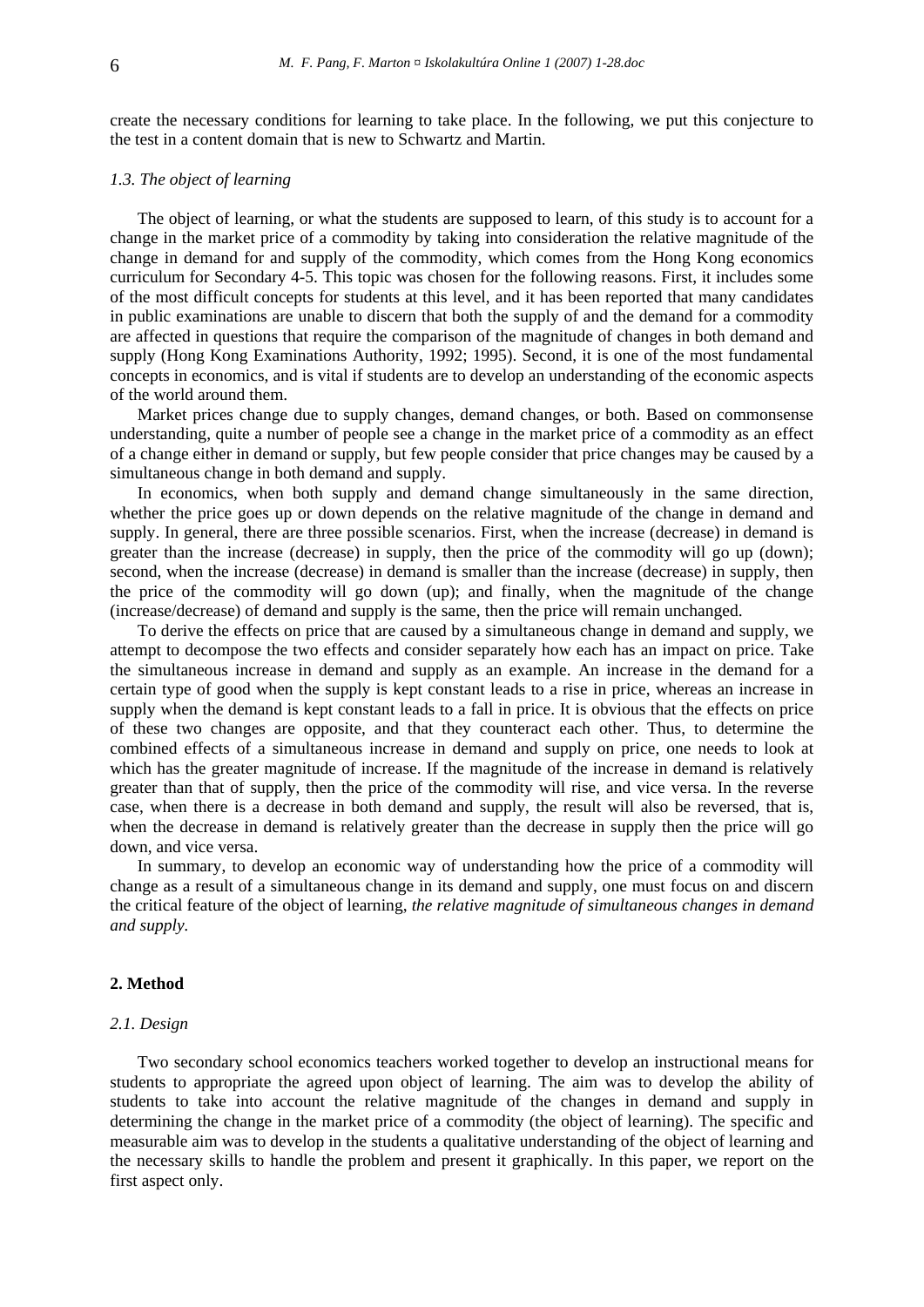create the necessary conditions for learning to take place. In the following, we put this conjecture to the test in a content domain that is new to Schwartz and Martin.

### *1.3. The object of learning*

The object of learning, or what the students are supposed to learn, of this study is to account for a change in the market price of a commodity by taking into consideration the relative magnitude of the change in demand for and supply of the commodity, which comes from the Hong Kong economics curriculum for Secondary 4-5. This topic was chosen for the following reasons. First, it includes some of the most difficult concepts for students at this level, and it has been reported that many candidates in public examinations are unable to discern that both the supply of and the demand for a commodity are affected in questions that require the comparison of the magnitude of changes in both demand and supply (Hong Kong Examinations Authority, 1992; 1995). Second, it is one of the most fundamental concepts in economics, and is vital if students are to develop an understanding of the economic aspects of the world around them.

Market prices change due to supply changes, demand changes, or both. Based on commonsense understanding, quite a number of people see a change in the market price of a commodity as an effect of a change either in demand or supply, but few people consider that price changes may be caused by a simultaneous change in both demand and supply.

In economics, when both supply and demand change simultaneously in the same direction, whether the price goes up or down depends on the relative magnitude of the change in demand and supply. In general, there are three possible scenarios. First, when the increase (decrease) in demand is greater than the increase (decrease) in supply, then the price of the commodity will go up (down); second, when the increase (decrease) in demand is smaller than the increase (decrease) in supply, then the price of the commodity will go down (up); and finally, when the magnitude of the change (increase/decrease) of demand and supply is the same, then the price will remain unchanged.

To derive the effects on price that are caused by a simultaneous change in demand and supply, we attempt to decompose the two effects and consider separately how each has an impact on price. Take the simultaneous increase in demand and supply as an example. An increase in the demand for a certain type of good when the supply is kept constant leads to a rise in price, whereas an increase in supply when the demand is kept constant leads to a fall in price. It is obvious that the effects on price of these two changes are opposite, and that they counteract each other. Thus, to determine the combined effects of a simultaneous increase in demand and supply on price, one needs to look at which has the greater magnitude of increase. If the magnitude of the increase in demand is relatively greater than that of supply, then the price of the commodity will rise, and vice versa. In the reverse case, when there is a decrease in both demand and supply, the result will also be reversed, that is, when the decrease in demand is relatively greater than the decrease in supply then the price will go down, and vice versa.

In summary, to develop an economic way of understanding how the price of a commodity will change as a result of a simultaneous change in its demand and supply, one must focus on and discern the critical feature of the object of learning, *the relative magnitude of simultaneous changes in demand and supply*.

## 2. Method

### *2.1. Design*

Two secondary school economics teachers worked together to develop an instructional means for students to appropriate the agreed upon object of learning. The aim was to develop the ability of students to take into account the relative magnitude of the changes in demand and supply in determining the change in the market price of a commodity (the object of learning). The specific and measurable aim was to develop in the students a qualitative understanding of the object of learning and the necessary skills to handle the problem and present it graphically. In this paper, we report on the first aspect only.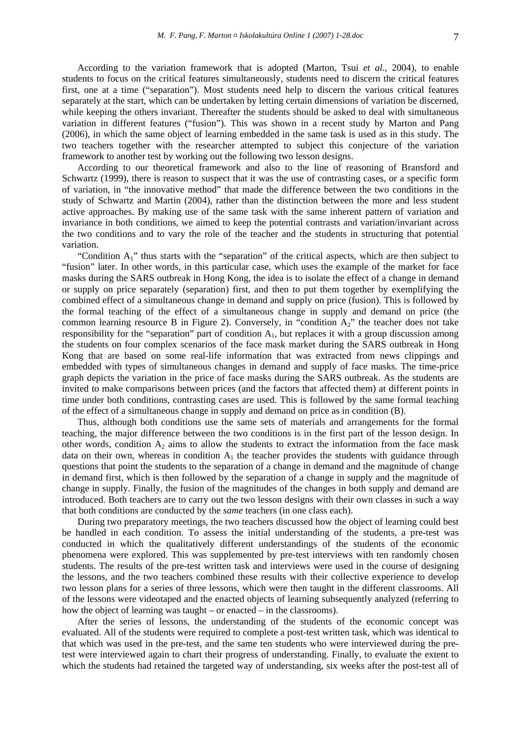According to the variation framework that is adopted (Marton, Tsui *et al*., 2004), to enable students to focus on the critical features simultaneously, students need to discern the critical features first, one at a time ("separation"). Most students need help to discern the various critical features separately at the start, which can be undertaken by letting certain dimensions of variation be discerned, while keeping the others invariant. Thereafter the students should be asked to deal with simultaneous variation in different features ("fusion"). This was shown in a recent study by Marton and Pang (2006), in which the same object of learning embedded in the same task is used as in this study. The two teachers together with the researcher attempted to subject this conjecture of the variation framework to another test by working out the following two lesson designs.

According to our theoretical framework and also to the line of reasoning of Bransford and Schwartz (1999), there is reason to suspect that it was the use of contrasting cases, or a specific form of variation, in "the innovative method" that made the difference between the two conditions in the study of Schwartz and Martin (2004), rather than the distinction between the more and less student active approaches. By making use of the same task with the same inherent pattern of variation and invariance in both conditions, we aimed to keep the potential contrasts and variation/invariant across the two conditions and to vary the role of the teacher and the students in structuring that potential variation.

"Condition $A_1$" thus starts with the "separation" of the critical aspects, which are then subject to "fusion" later. In other words, in this particular case, which uses the example of the market for face masks during the SARS outbreak in Hong Kong, the idea is to isolate the effect of a change in demand or supply on price separately (separation) first, and then to put them together by exemplifying the combined effect of a simultaneous change in demand and supply on price (fusion). This is followed by the formal teaching of the effect of a simultaneous change in supply and demand on price (the common learning resource B in Figure 2). Conversely, in "condition $A_2$" the teacher does not take responsibility for the "separation" part of condition $A_1$, but replaces it with a group discussion among the students on four complex scenarios of the face mask market during the SARS outbreak in Hong Kong that are based on some real-life information that was extracted from news clippings and embedded with types of simultaneous changes in demand and supply of face masks. The time-price graph depicts the variation in the price of face masks during the SARS outbreak. As the students are invited to make comparisons between prices (and the factors that affected them) at different points in time under both conditions, contrasting cases are used. This is followed by the same formal teaching of the effect of a simultaneous change in supply and demand on price as in condition (B).

Thus, although both conditions use the same sets of materials and arrangements for the formal teaching, the major difference between the two conditions is in the first part of the lesson design. In other words, condition $A_2$ aims to allow the students to extract the information from the face mask data on their own, whereas in condition $A_1$ the teacher provides the students with guidance through questions that point the students to the separation of a change in demand and the magnitude of change in demand first, which is then followed by the separation of a change in supply and the magnitude of change in supply. Finally, the fusion of the magnitudes of the changes in both supply and demand are introduced. Both teachers are to carry out the two lesson designs with their own classes in such a way that both conditions are conducted by the *same* teachers (in one class each).

During two preparatory meetings, the two teachers discussed how the object of learning could best be handled in each condition. To assess the initial understanding of the students, a pre-test was conducted in which the qualitatively different understandings of the students of the economic phenomena were explored. This was supplemented by pre-test interviews with ten randomly chosen students. The results of the pre-test written task and interviews were used in the course of designing the lessons, and the two teachers combined these results with their collective experience to develop two lesson plans for a series of three lessons, which were then taught in the different classrooms. All of the lessons were videotaped and the enacted objects of learning subsequently analyzed (referring to how the object of learning was taught – or enacted – in the classrooms).

After the series of lessons, the understanding of the students of the economic concept was evaluated. All of the students were required to complete a post-test written task, which was identical to that which was used in the pre-test, and the same ten students who were interviewed during the pre-test were interviewed again to chart their progress of understanding. Finally, to evaluate the extent to which the students had retained the targeted way of understanding, six weeks after the post-test all of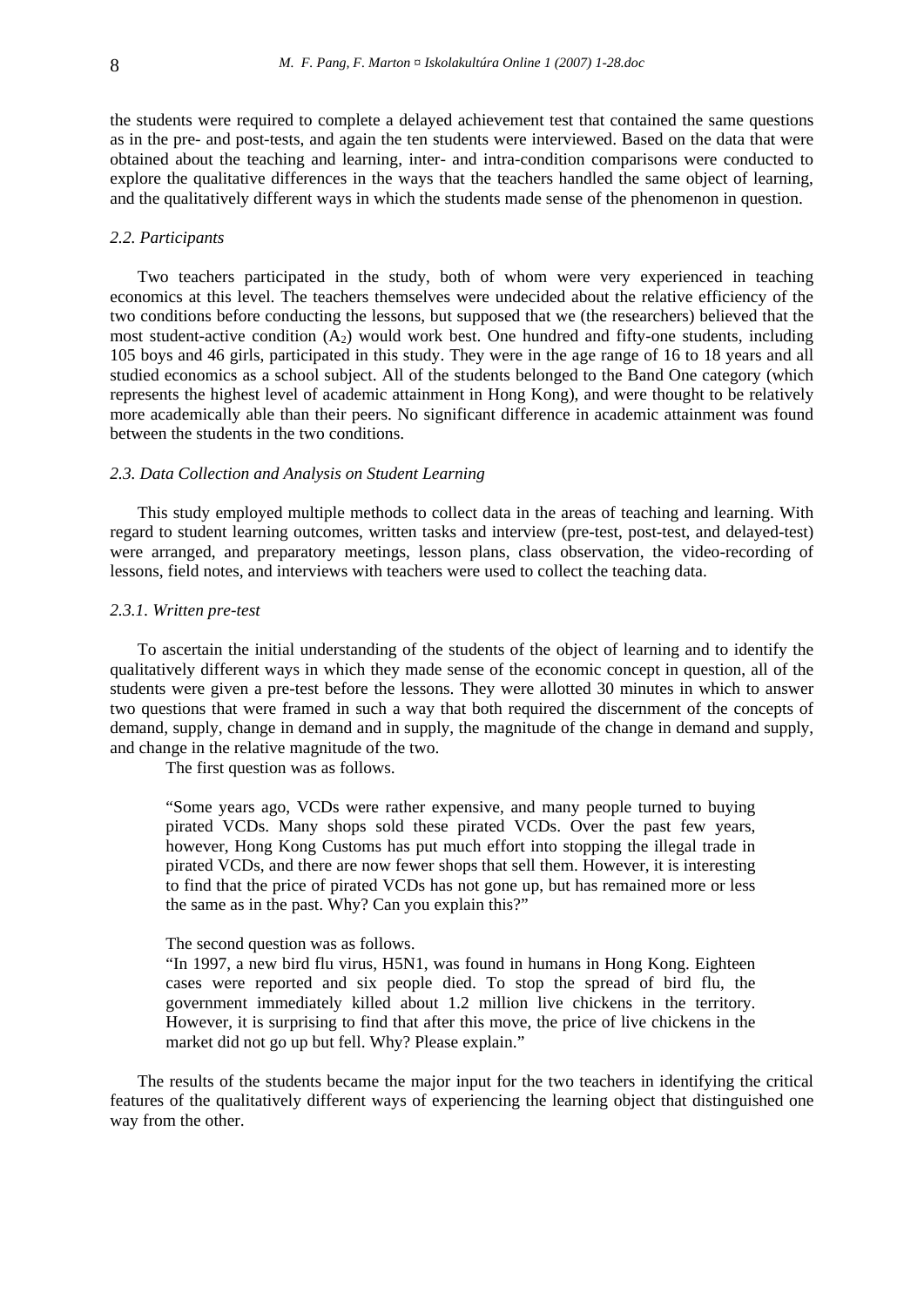the students were required to complete a delayed achievement test that contained the same questions as in the pre- and post-tests, and again the ten students were interviewed. Based on the data that were obtained about the teaching and learning, inter- and intra-condition comparisons were conducted to explore the qualitative differences in the ways that the teachers handled the same object of learning, and the qualitatively different ways in which the students made sense of the phenomenon in question.

### *2.2. Participants*

Two teachers participated in the study, both of whom were very experienced in teaching economics at this level. The teachers themselves were undecided about the relative efficiency of the two conditions before conducting the lessons, but supposed that we (the researchers) believed that the most student-active condition ($A_2$) would work best. One hundred and fifty-one students, including 105 boys and 46 girls, participated in this study. They were in the age range of 16 to 18 years and all studied economics as a school subject. All of the students belonged to the Band One category (which represents the highest level of academic attainment in Hong Kong), and were thought to be relatively more academically able than their peers. No significant difference in academic attainment was found between the students in the two conditions.

### *2.3. Data Collection and Analysis on Student Learning*

This study employed multiple methods to collect data in the areas of teaching and learning. With regard to student learning outcomes, written tasks and interview (pre-test, post-test, and delayed-test) were arranged, and preparatory meetings, lesson plans, class observation, the video-recording of lessons, field notes, and interviews with teachers were used to collect the teaching data.

#### *2.3.1. Written pre-test*

To ascertain the initial understanding of the students of the object of learning and to identify the qualitatively different ways in which they made sense of the economic concept in question, all of the students were given a pre-test before the lessons. They were allotted 30 minutes in which to answer two questions that were framed in such a way that both required the discernment of the concepts of demand, supply, change in demand and in supply, the magnitude of the change in demand and supply, and change in the relative magnitude of the two.

The first question was as follows.

> "Some years ago, VCDs were rather expensive, and many people turned to buying pirated VCDs. Many shops sold these pirated VCDs. Over the past few years, however, Hong Kong Customs has put much effort into stopping the illegal trade in pirated VCDs, and there are now fewer shops that sell them. However, it is interesting to find that the price of pirated VCDs has not gone up, but has remained more or less the same as in the past. Why? Can you explain this?"

The second question was as follows.

> "In 1997, a new bird flu virus, H5N1, was found in humans in Hong Kong. Eighteen cases were reported and six people died. To stop the spread of bird flu, the government immediately killed about 1.2 million live chickens in the territory. However, it is surprising to find that after this move, the price of live chickens in the market did not go up but fell. Why? Please explain."

The results of the students became the major input for the two teachers in identifying the critical features of the qualitatively different ways of experiencing the learning object that distinguished one way from the other.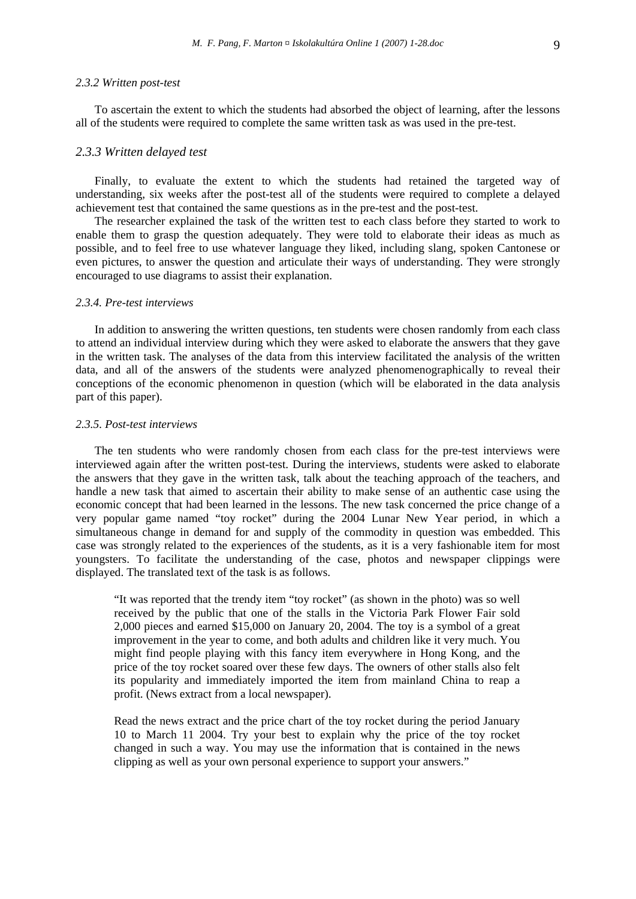#### *2.3.2 Written post-test*

To ascertain the extent to which the students had absorbed the object of learning, after the lessons all of the students were required to complete the same written task as was used in the pre-test.

### *2.3.3 Written delayed test*

Finally, to evaluate the extent to which the students had retained the targeted way of understanding, six weeks after the post-test all of the students were required to complete a delayed achievement test that contained the same questions as in the pre-test and the post-test.

The researcher explained the task of the written test to each class before they started to work to enable them to grasp the question adequately. They were told to elaborate their ideas as much as possible, and to feel free to use whatever language they liked, including slang, spoken Cantonese or even pictures, to answer the question and articulate their ways of understanding. They were strongly encouraged to use diagrams to assist their explanation.

#### *2.3.4. Pre-test interviews*

In addition to answering the written questions, ten students were chosen randomly from each class to attend an individual interview during which they were asked to elaborate the answers that they gave in the written task. The analyses of the data from this interview facilitated the analysis of the written data, and all of the answers of the students were analyzed phenomenographically to reveal their conceptions of the economic phenomenon in question (which will be elaborated in the data analysis part of this paper).

#### *2.3.5. Post-test interviews*

The ten students who were randomly chosen from each class for the pre-test interviews were interviewed again after the written post-test. During the interviews, students were asked to elaborate the answers that they gave in the written task, talk about the teaching approach of the teachers, and handle a new task that aimed to ascertain their ability to make sense of an authentic case using the economic concept that had been learned in the lessons. The new task concerned the price change of a very popular game named "toy rocket" during the 2004 Lunar New Year period, in which a simultaneous change in demand for and supply of the commodity in question was embedded. This case was strongly related to the experiences of the students, as it is a very fashionable item for most youngsters. To facilitate the understanding of the case, photos and newspaper clippings were displayed. The translated text of the task is as follows.

> "It was reported that the trendy item "toy rocket" (as shown in the photo) was so well received by the public that one of the stalls in the Victoria Park Flower Fair sold 2,000 pieces and earned $15,000 on January 20, 2004. The toy is a symbol of a great improvement in the year to come, and both adults and children like it very much. You might find people playing with this fancy item everywhere in Hong Kong, and the price of the toy rocket soared over these few days. The owners of other stalls also felt its popularity and immediately imported the item from mainland China to reap a profit. (News extract from a local newspaper).
>
> Read the news extract and the price chart of the toy rocket during the period January 10 to March 11 2004. Try your best to explain why the price of the toy rocket changed in such a way. You may use the information that is contained in the news clipping as well as your own personal experience to support your answers."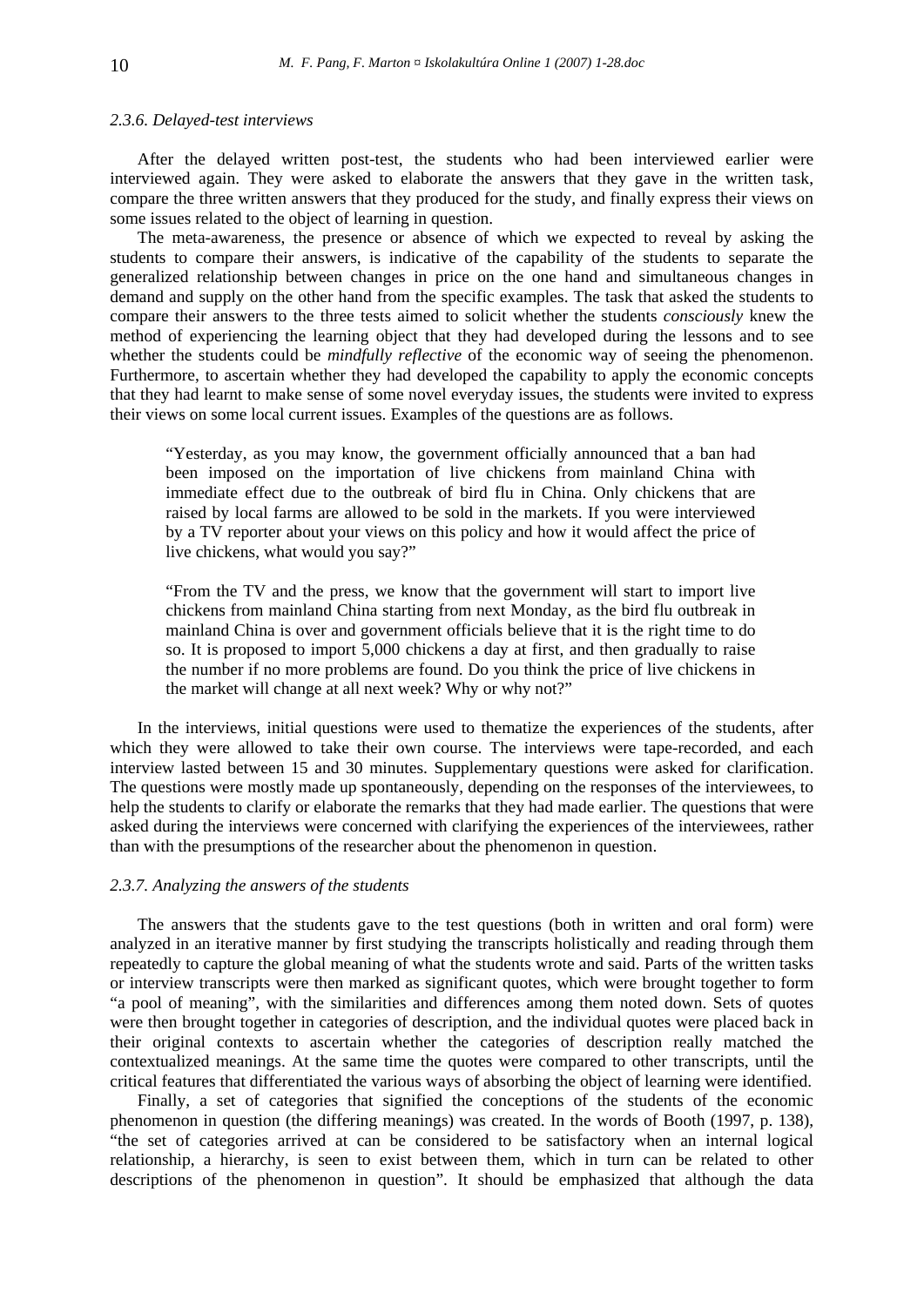*2.3.6. Delayed-test interviews*

After the delayed written post-test, the students who had been interviewed earlier were interviewed again. They were asked to elaborate the answers that they gave in the written task, compare the three written answers that they produced for the study, and finally express their views on some issues related to the object of learning in question.

The meta-awareness, the presence or absence of which we expected to reveal by asking the students to compare their answers, is indicative of the capability of the students to separate the generalized relationship between changes in price on the one hand and simultaneous changes in demand and supply on the other hand from the specific examples. The task that asked the students to compare their answers to the three tests aimed to solicit whether the students *consciously* knew the method of experiencing the learning object that they had developed during the lessons and to see whether the students could be *mindfully reflective* of the economic way of seeing the phenomenon. Furthermore, to ascertain whether they had developed the capability to apply the economic concepts that they had learnt to make sense of some novel everyday issues, the students were invited to express their views on some local current issues. Examples of the questions are as follows.

> "Yesterday, as you may know, the government officially announced that a ban had been imposed on the importation of live chickens from mainland China with immediate effect due to the outbreak of bird flu in China. Only chickens that are raised by local farms are allowed to be sold in the markets. If you were interviewed by a TV reporter about your views on this policy and how it would affect the price of live chickens, what would you say?"

> "From the TV and the press, we know that the government will start to import live chickens from mainland China starting from next Monday, as the bird flu outbreak in mainland China is over and government officials believe that it is the right time to do so. It is proposed to import 5,000 chickens a day at first, and then gradually to raise the number if no more problems are found. Do you think the price of live chickens in the market will change at all next week? Why or why not?"

In the interviews, initial questions were used to thematize the experiences of the students, after which they were allowed to take their own course. The interviews were tape-recorded, and each interview lasted between 15 and 30 minutes. Supplementary questions were asked for clarification. The questions were mostly made up spontaneously, depending on the responses of the interviewees, to help the students to clarify or elaborate the remarks that they had made earlier. The questions that were asked during the interviews were concerned with clarifying the experiences of the interviewees, rather than with the presumptions of the researcher about the phenomenon in question.

*2.3.7. Analyzing the answers of the students*

The answers that the students gave to the test questions (both in written and oral form) were analyzed in an iterative manner by first studying the transcripts holistically and reading through them repeatedly to capture the global meaning of what the students wrote and said. Parts of the written tasks or interview transcripts were then marked as significant quotes, which were brought together to form "a pool of meaning", with the similarities and differences among them noted down. Sets of quotes were then brought together in categories of description, and the individual quotes were placed back in their original contexts to ascertain whether the categories of description really matched the contextualized meanings. At the same time the quotes were compared to other transcripts, until the critical features that differentiated the various ways of absorbing the object of learning were identified.

Finally, a set of categories that signified the conceptions of the students of the economic phenomenon in question (the differing meanings) was created. In the words of Booth (1997, p. 138), "the set of categories arrived at can be considered to be satisfactory when an internal logical relationship, a hierarchy, is seen to exist between them, which in turn can be related to other descriptions of the phenomenon in question". It should be emphasized that although the data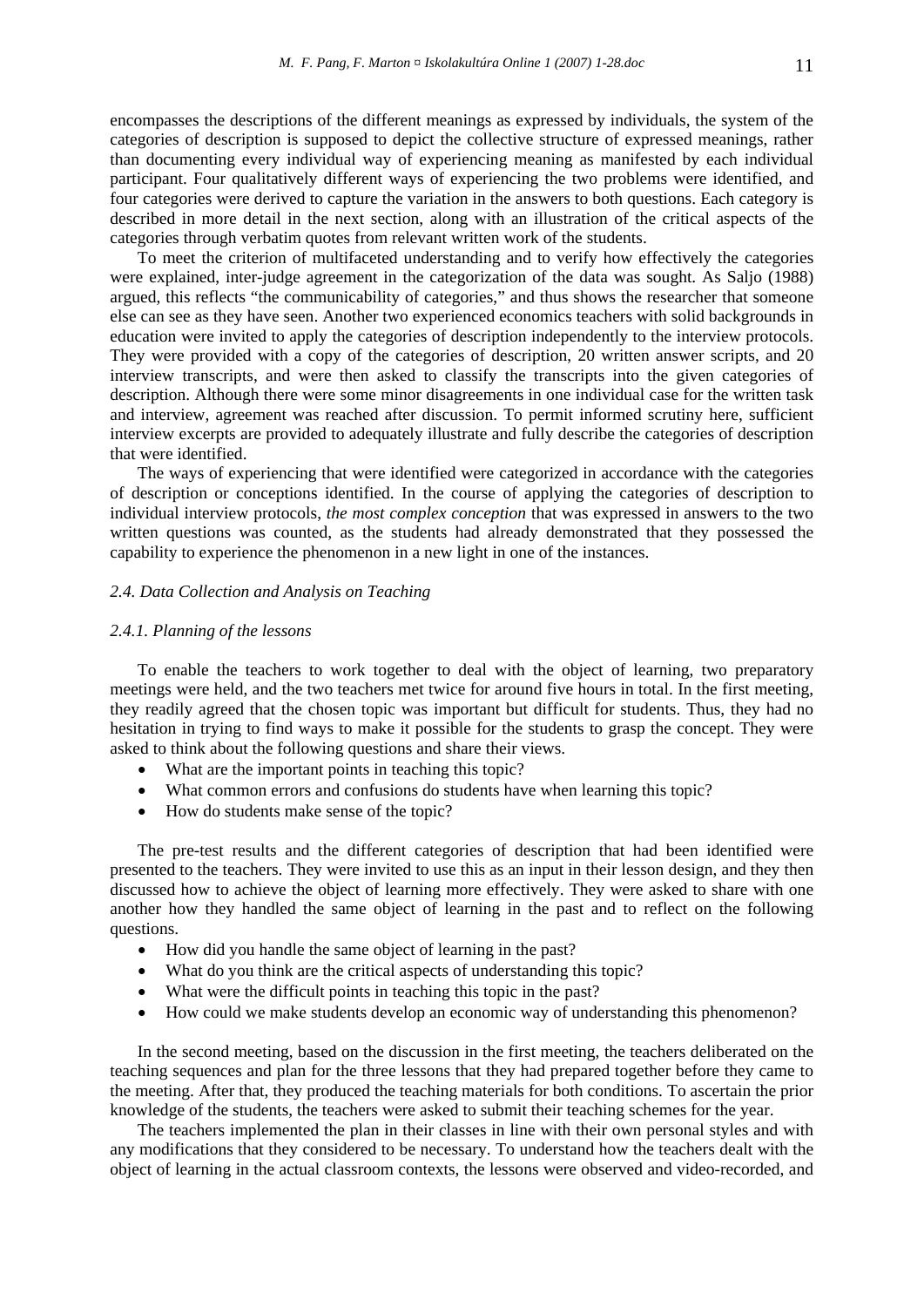encompasses the descriptions of the different meanings as expressed by individuals, the system of the categories of description is supposed to depict the collective structure of expressed meanings, rather than documenting every individual way of experiencing meaning as manifested by each individual participant. Four qualitatively different ways of experiencing the two problems were identified, and four categories were derived to capture the variation in the answers to both questions. Each category is described in more detail in the next section, along with an illustration of the critical aspects of the categories through verbatim quotes from relevant written work of the students.

To meet the criterion of multifaceted understanding and to verify how effectively the categories were explained, inter-judge agreement in the categorization of the data was sought. As Saljo (1988) argued, this reflects "the communicability of categories," and thus shows the researcher that someone else can see as they have seen. Another two experienced economics teachers with solid backgrounds in education were invited to apply the categories of description independently to the interview protocols. They were provided with a copy of the categories of description, 20 written answer scripts, and 20 interview transcripts, and were then asked to classify the transcripts into the given categories of description. Although there were some minor disagreements in one individual case for the written task and interview, agreement was reached after discussion. To permit informed scrutiny here, sufficient interview excerpts are provided to adequately illustrate and fully describe the categories of description that were identified.

The ways of experiencing that were identified were categorized in accordance with the categories of description or conceptions identified. In the course of applying the categories of description to individual interview protocols, *the most complex conception* that was expressed in answers to the two written questions was counted, as the students had already demonstrated that they possessed the capability to experience the phenomenon in a new light in one of the instances.

### *2.4. Data Collection and Analysis on Teaching*

#### *2.4.1. Planning of the lessons*

To enable the teachers to work together to deal with the object of learning, two preparatory meetings were held, and the two teachers met twice for around five hours in total. In the first meeting, they readily agreed that the chosen topic was important but difficult for students. Thus, they had no hesitation in trying to find ways to make it possible for the students to grasp the concept. They were asked to think about the following questions and share their views.

- What are the important points in teaching this topic?
- What common errors and confusions do students have when learning this topic?
- How do students make sense of the topic?

The pre-test results and the different categories of description that had been identified were presented to the teachers. They were invited to use this as an input in their lesson design, and they then discussed how to achieve the object of learning more effectively. They were asked to share with one another how they handled the same object of learning in the past and to reflect on the following questions.

- How did you handle the same object of learning in the past?
- What do you think are the critical aspects of understanding this topic?
- What were the difficult points in teaching this topic in the past?
- How could we make students develop an economic way of understanding this phenomenon?

In the second meeting, based on the discussion in the first meeting, the teachers deliberated on the teaching sequences and plan for the three lessons that they had prepared together before they came to the meeting. After that, they produced the teaching materials for both conditions. To ascertain the prior knowledge of the students, the teachers were asked to submit their teaching schemes for the year.

The teachers implemented the plan in their classes in line with their own personal styles and with any modifications that they considered to be necessary. To understand how the teachers dealt with the object of learning in the actual classroom contexts, the lessons were observed and video-recorded, and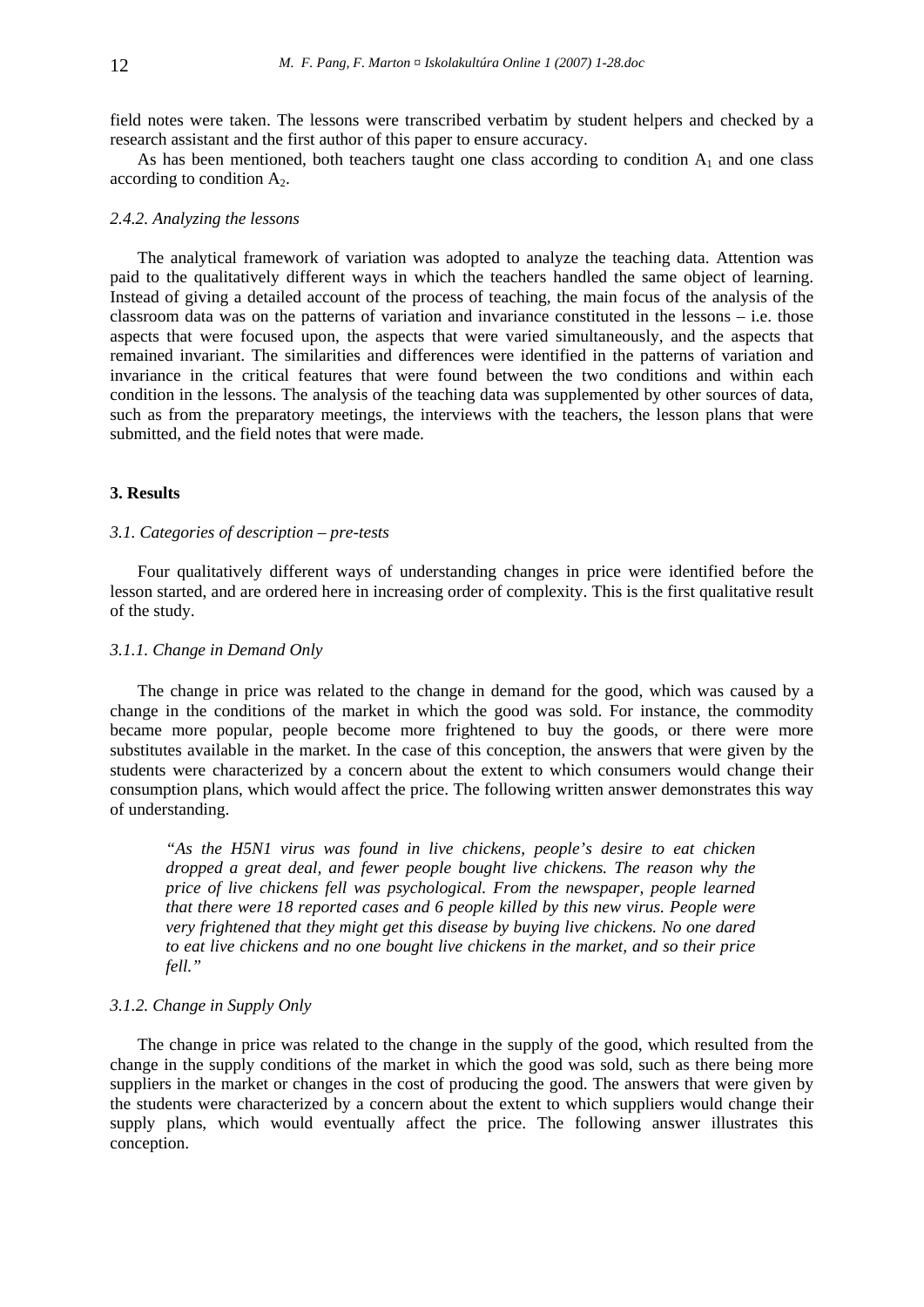field notes were taken. The lessons were transcribed verbatim by student helpers and checked by a research assistant and the first author of this paper to ensure accuracy.

As has been mentioned, both teachers taught one class according to condition $A_1$ and one class according to condition $A_2$.

#### *2.4.2. Analyzing the lessons*

The analytical framework of variation was adopted to analyze the teaching data. Attention was paid to the qualitatively different ways in which the teachers handled the same object of learning. Instead of giving a detailed account of the process of teaching, the main focus of the analysis of the classroom data was on the patterns of variation and invariance constituted in the lessons – i.e. those aspects that were focused upon, the aspects that were varied simultaneously, and the aspects that remained invariant. The similarities and differences were identified in the patterns of variation and invariance in the critical features that were found between the two conditions and within each condition in the lessons. The analysis of the teaching data was supplemented by other sources of data, such as from the preparatory meetings, the interviews with the teachers, the lesson plans that were submitted, and the field notes that were made.

## 3. Results

### *3.1. Categories of description – pre-tests*

Four qualitatively different ways of understanding changes in price were identified before the lesson started, and are ordered here in increasing order of complexity. This is the first qualitative result of the study.

#### *3.1.1. Change in Demand Only*

The change in price was related to the change in demand for the good, which was caused by a change in the conditions of the market in which the good was sold. For instance, the commodity became more popular, people become more frightened to buy the goods, or there were more substitutes available in the market. In the case of this conception, the answers that were given by the students were characterized by a concern about the extent to which consumers would change their consumption plans, which would affect the price. The following written answer demonstrates this way of understanding.

> *"As the H5N1 virus was found in live chickens, people's desire to eat chicken dropped a great deal, and fewer people bought live chickens. The reason why the price of live chickens fell was psychological. From the newspaper, people learned that there were 18 reported cases and 6 people killed by this new virus. People were very frightened that they might get this disease by buying live chickens. No one dared to eat live chickens and no one bought live chickens in the market, and so their price fell."*

#### *3.1.2. Change in Supply Only*

The change in price was related to the change in the supply of the good, which resulted from the change in the supply conditions of the market in which the good was sold, such as there being more suppliers in the market or changes in the cost of producing the good. The answers that were given by the students were characterized by a concern about the extent to which suppliers would change their supply plans, which would eventually affect the price. The following answer illustrates this conception.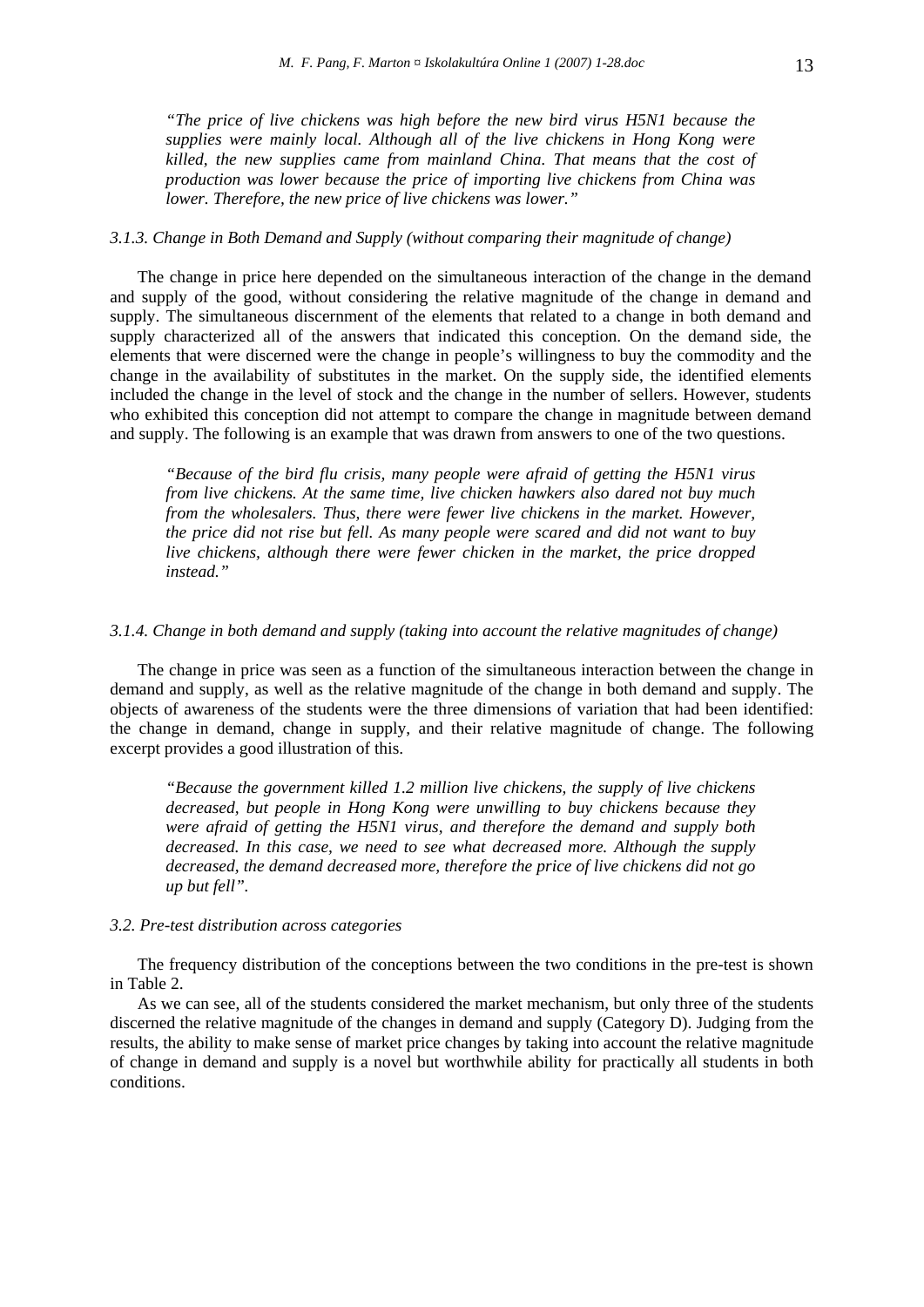*"The price of live chickens was high before the new bird virus H5N1 because the supplies were mainly local. Although all of the live chickens in Hong Kong were killed, the new supplies came from mainland China. That means that the cost of production was lower because the price of importing live chickens from China was lower. Therefore, the new price of live chickens was lower."*

### *3.1.3. Change in Both Demand and Supply (without comparing their magnitude of change)*

The change in price here depended on the simultaneous interaction of the change in the demand and supply of the good, without considering the relative magnitude of the change in demand and supply. The simultaneous discernment of the elements that related to a change in both demand and supply characterized all of the answers that indicated this conception. On the demand side, the elements that were discerned were the change in people's willingness to buy the commodity and the change in the availability of substitutes in the market. On the supply side, the identified elements included the change in the level of stock and the change in the number of sellers. However, students who exhibited this conception did not attempt to compare the change in magnitude between demand and supply. The following is an example that was drawn from answers to one of the two questions.

*"Because of the bird flu crisis, many people were afraid of getting the H5N1 virus from live chickens. At the same time, live chicken hawkers also dared not buy much from the wholesalers. Thus, there were fewer live chickens in the market. However, the price did not rise but fell. As many people were scared and did not want to buy live chickens, although there were fewer chicken in the market, the price dropped instead."*

### *3.1.4. Change in both demand and supply (taking into account the relative magnitudes of change)*

The change in price was seen as a function of the simultaneous interaction between the change in demand and supply, as well as the relative magnitude of the change in both demand and supply. The objects of awareness of the students were the three dimensions of variation that had been identified: the change in demand, change in supply, and their relative magnitude of change. The following excerpt provides a good illustration of this.

*"Because the government killed 1.2 million live chickens, the supply of live chickens decreased, but people in Hong Kong were unwilling to buy chickens because they were afraid of getting the H5N1 virus, and therefore the demand and supply both decreased. In this case, we need to see what decreased more. Although the supply decreased, the demand decreased more, therefore the price of live chickens did not go up but fell".*

### *3.2. Pre-test distribution across categories*

The frequency distribution of the conceptions between the two conditions in the pre-test is shown in Table 2.

As we can see, all of the students considered the market mechanism, but only three of the students discerned the relative magnitude of the changes in demand and supply (Category D). Judging from the results, the ability to make sense of market price changes by taking into account the relative magnitude of change in demand and supply is a novel but worthwhile ability for practically all students in both conditions.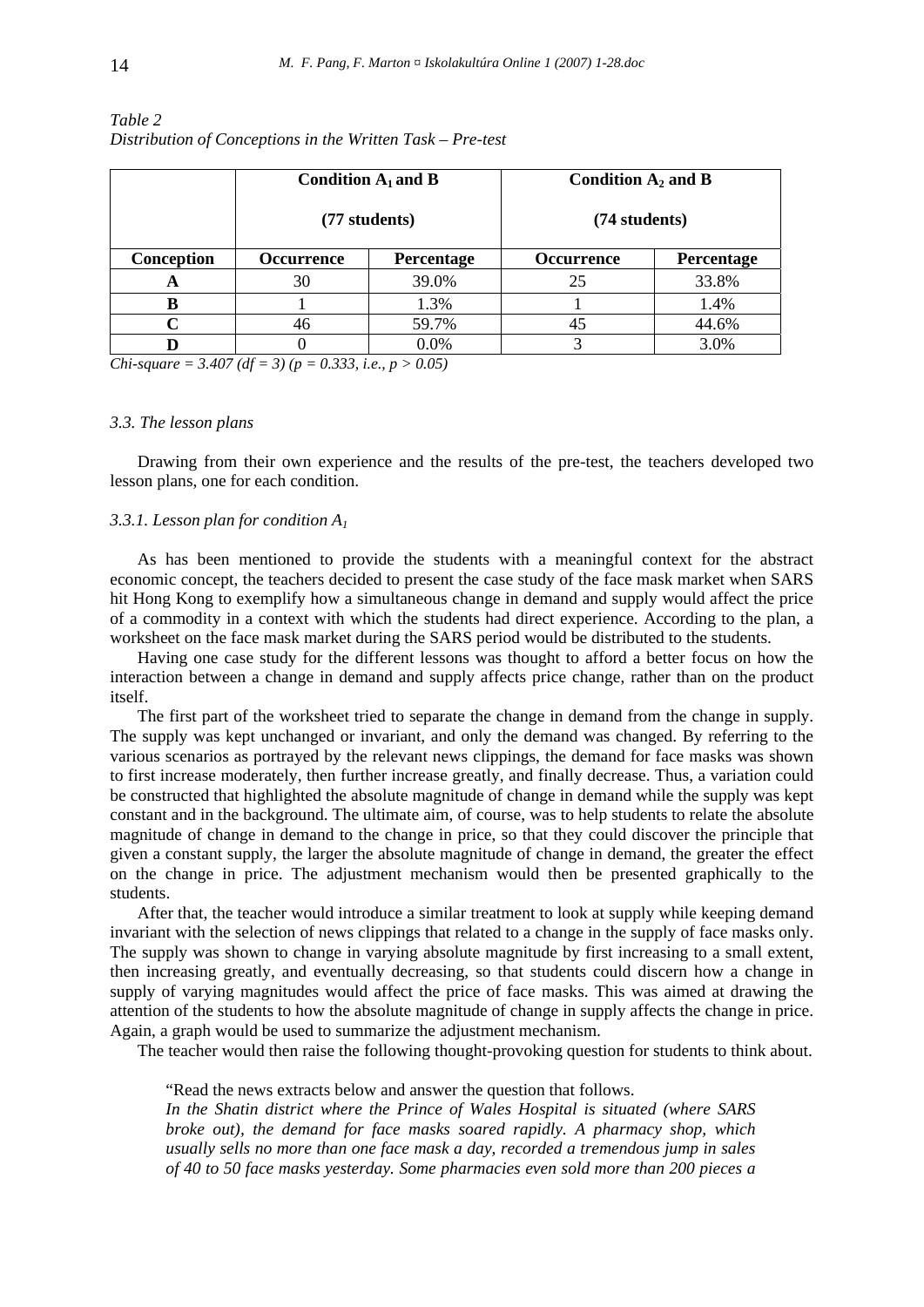*Table 2*
*Distribution of Conceptions in the Written Task – Pre-test*

| | **Condition $A_1$ and B (77 students)** | | **Condition $A_2$ and B (74 students)** | |
|---|---|---|---|---|
| **Conception** | **Occurrence** | **Percentage** | **Occurrence** | **Percentage** |
| **A** | 30 | 39.0% | 25 | 33.8% |
| **B** | 1 | 1.3% | 1 | 1.4% |
| **C** | 46 | 59.7% | 45 | 44.6% |
| **D** | 0 | 0.0% | 3 | 3.0% |

*Chi-square = 3.407 (df = 3) (p = 0.333, i.e., p > 0.05)*

### *3.3. The lesson plans*

Drawing from their own experience and the results of the pre-test, the teachers developed two lesson plans, one for each condition.

#### *3.3.1. Lesson plan for condition $A_1$*

As has been mentioned to provide the students with a meaningful context for the abstract economic concept, the teachers decided to present the case study of the face mask market when SARS hit Hong Kong to exemplify how a simultaneous change in demand and supply would affect the price of a commodity in a context with which the students had direct experience. According to the plan, a worksheet on the face mask market during the SARS period would be distributed to the students.

Having one case study for the different lessons was thought to afford a better focus on how the interaction between a change in demand and supply affects price change, rather than on the product itself.

The first part of the worksheet tried to separate the change in demand from the change in supply. The supply was kept unchanged or invariant, and only the demand was changed. By referring to the various scenarios as portrayed by the relevant news clippings, the demand for face masks was shown to first increase moderately, then further increase greatly, and finally decrease. Thus, a variation could be constructed that highlighted the absolute magnitude of change in demand while the supply was kept constant and in the background. The ultimate aim, of course, was to help students to relate the absolute magnitude of change in demand to the change in price, so that they could discover the principle that given a constant supply, the larger the absolute magnitude of change in demand, the greater the effect on the change in price. The adjustment mechanism would then be presented graphically to the students.

After that, the teacher would introduce a similar treatment to look at supply while keeping demand invariant with the selection of news clippings that related to a change in the supply of face masks only. The supply was shown to change in varying absolute magnitude by first increasing to a small extent, then increasing greatly, and eventually decreasing, so that students could discern how a change in supply of varying magnitudes would affect the price of face masks. This was aimed at drawing the attention of the students to how the absolute magnitude of change in supply affects the change in price. Again, a graph would be used to summarize the adjustment mechanism.

The teacher would then raise the following thought-provoking question for students to think about.

> "Read the news extracts below and answer the question that follows.
> *In the Shatin district where the Prince of Wales Hospital is situated (where SARS broke out), the demand for face masks soared rapidly. A pharmacy shop, which usually sells no more than one face mask a day, recorded a tremendous jump in sales of 40 to 50 face masks yesterday. Some pharmacies even sold more than 200 pieces a*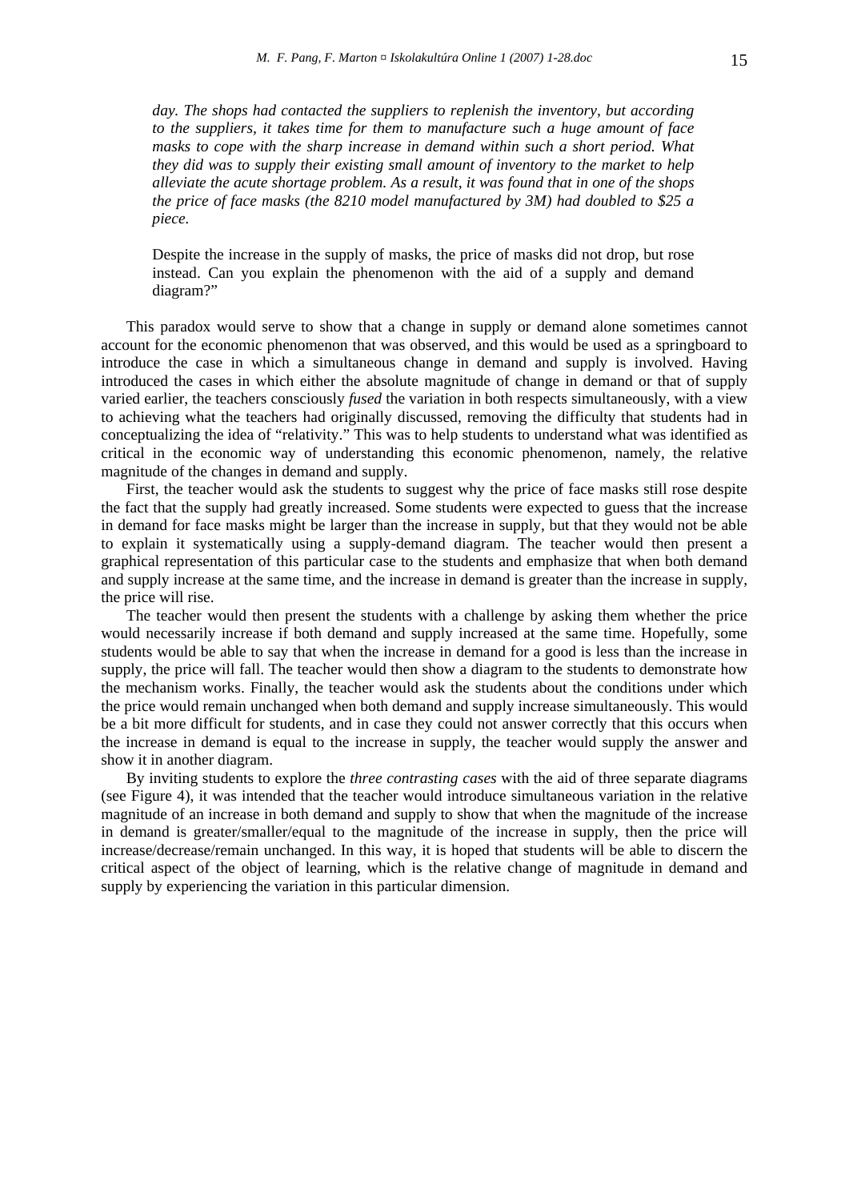*day. The shops had contacted the suppliers to replenish the inventory, but according to the suppliers, it takes time for them to manufacture such a huge amount of face masks to cope with the sharp increase in demand within such a short period. What they did was to supply their existing small amount of inventory to the market to help alleviate the acute shortage problem. As a result, it was found that in one of the shops the price of face masks (the 8210 model manufactured by 3M) had doubled to $25 a piece.*

> Despite the increase in the supply of masks, the price of masks did not drop, but rose instead. Can you explain the phenomenon with the aid of a supply and demand diagram?"

This paradox would serve to show that a change in supply or demand alone sometimes cannot account for the economic phenomenon that was observed, and this would be used as a springboard to introduce the case in which a simultaneous change in demand and supply is involved. Having introduced the cases in which either the absolute magnitude of change in demand or that of supply varied earlier, the teachers consciously *fused* the variation in both respects simultaneously, with a view to achieving what the teachers had originally discussed, removing the difficulty that students had in conceptualizing the idea of "relativity." This was to help students to understand what was identified as critical in the economic way of understanding this economic phenomenon, namely, the relative magnitude of the changes in demand and supply.

First, the teacher would ask the students to suggest why the price of face masks still rose despite the fact that the supply had greatly increased. Some students were expected to guess that the increase in demand for face masks might be larger than the increase in supply, but that they would not be able to explain it systematically using a supply-demand diagram. The teacher would then present a graphical representation of this particular case to the students and emphasize that when both demand and supply increase at the same time, and the increase in demand is greater than the increase in supply, the price will rise.

The teacher would then present the students with a challenge by asking them whether the price would necessarily increase if both demand and supply increased at the same time. Hopefully, some students would be able to say that when the increase in demand for a good is less than the increase in supply, the price will fall. The teacher would then show a diagram to the students to demonstrate how the mechanism works. Finally, the teacher would ask the students about the conditions under which the price would remain unchanged when both demand and supply increase simultaneously. This would be a bit more difficult for students, and in case they could not answer correctly that this occurs when the increase in demand is equal to the increase in supply, the teacher would supply the answer and show it in another diagram.

By inviting students to explore the *three contrasting cases* with the aid of three separate diagrams (see Figure 4), it was intended that the teacher would introduce simultaneous variation in the relative magnitude of an increase in both demand and supply to show that when the magnitude of the increase in demand is greater/smaller/equal to the magnitude of the increase in supply, then the price will increase/decrease/remain unchanged. In this way, it is hoped that students will be able to discern the critical aspect of the object of learning, which is the relative change of magnitude in demand and supply by experiencing the variation in this particular dimension.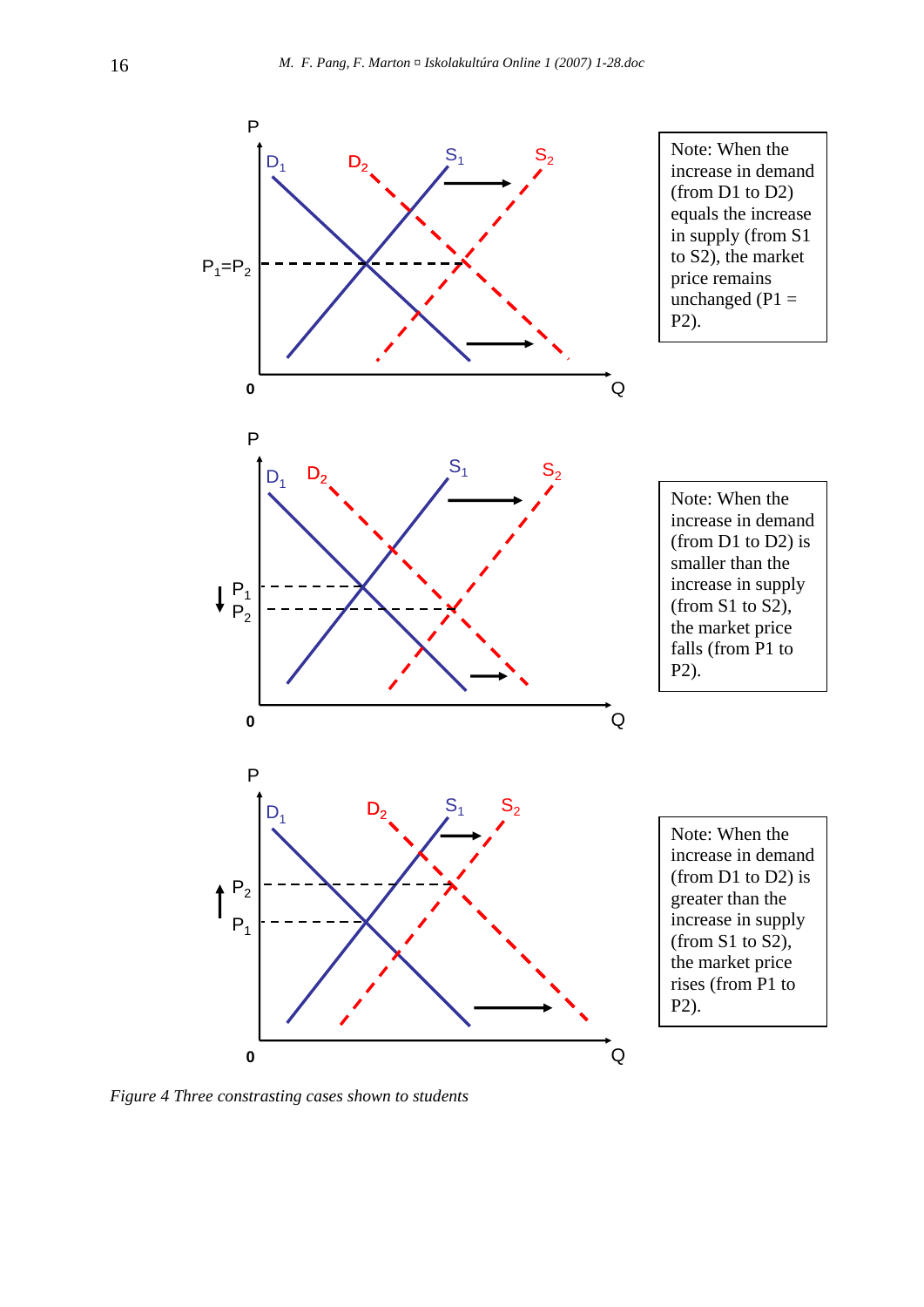Note: When the increase in demand (from D1 to D2) equals the increase in supply (from S1 to S2), the market price remains unchanged (P1 = P2).

Note: When the increase in demand (from D1 to D2) is smaller than the increase in supply (from S1 to S2), the market price falls (from P1 to P2).

Note: When the increase in demand (from D1 to D2) is greater than the increase in supply (from S1 to S2), the market price rises (from P1 to P2).

*Figure 4 Three contrasting cases shown to students*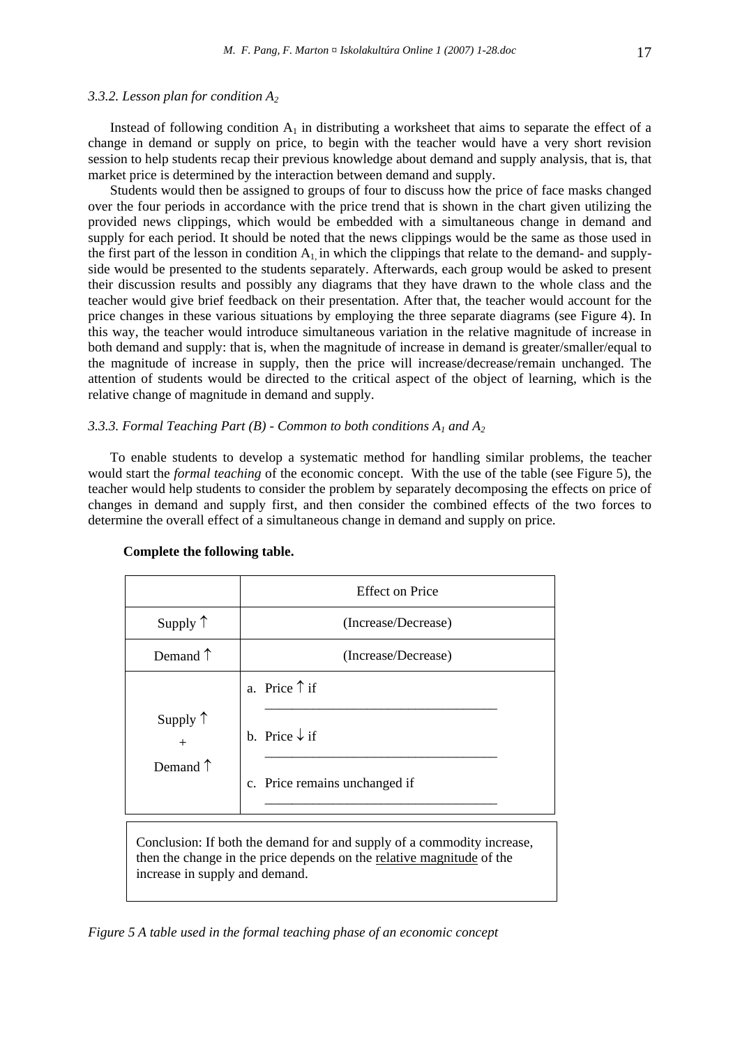### 3.3.2. Lesson plan for condition $A_2$

Instead of following condition $A_1$ in distributing a worksheet that aims to separate the effect of a change in demand or supply on price, to begin with the teacher would have a very short revision session to help students recap their previous knowledge about demand and supply analysis, that is, that market price is determined by the interaction between demand and supply.

Students would then be assigned to groups of four to discuss how the price of face masks changed over the four periods in accordance with the price trend that is shown in the chart given utilizing the provided news clippings, which would be embedded with a simultaneous change in demand and supply for each period. It should be noted that the news clippings would be the same as those used in the first part of the lesson in condition $A_1$, in which the clippings that relate to the demand- and supply-side would be presented to the students separately. Afterwards, each group would be asked to present their discussion results and possibly any diagrams that they have drawn to the whole class and the teacher would give brief feedback on their presentation. After that, the teacher would account for the price changes in these various situations by employing the three separate diagrams (see Figure 4). In this way, the teacher would introduce simultaneous variation in the relative magnitude of increase in both demand and supply: that is, when the magnitude of increase in demand is greater/smaller/equal to the magnitude of increase in supply, then the price will increase/decrease/remain unchanged. The attention of students would be directed to the critical aspect of the object of learning, which is the relative change of magnitude in demand and supply.

### 3.3.3. Formal Teaching Part (B) - Common to both conditions $A_1$ and $A_2$

To enable students to develop a systematic method for handling similar problems, the teacher would start the *formal teaching* of the economic concept. With the use of the table (see Figure 5), the teacher would help students to consider the problem by separately decomposing the effects on price of changes in demand and supply first, and then consider the combined effects of the two forces to determine the overall effect of a simultaneous change in demand and supply on price.

**Complete the following table.**

| | Effect on Price |
|---|---|
| Supply ↑ | (Increase/Decrease) |
| Demand ↑ | (Increase/Decrease) |
| Supply ↑ + Demand ↑ | a. Price ↑ if ______________________ <br> b. Price ↓ if ______________________ <br> c. Price remains unchanged if ______________________ |

Conclusion: If both the demand for and supply of a commodity increase, then the change in the price depends on the relative magnitude of the increase in supply and demand.

*Figure 5 A table used in the formal teaching phase of an economic concept*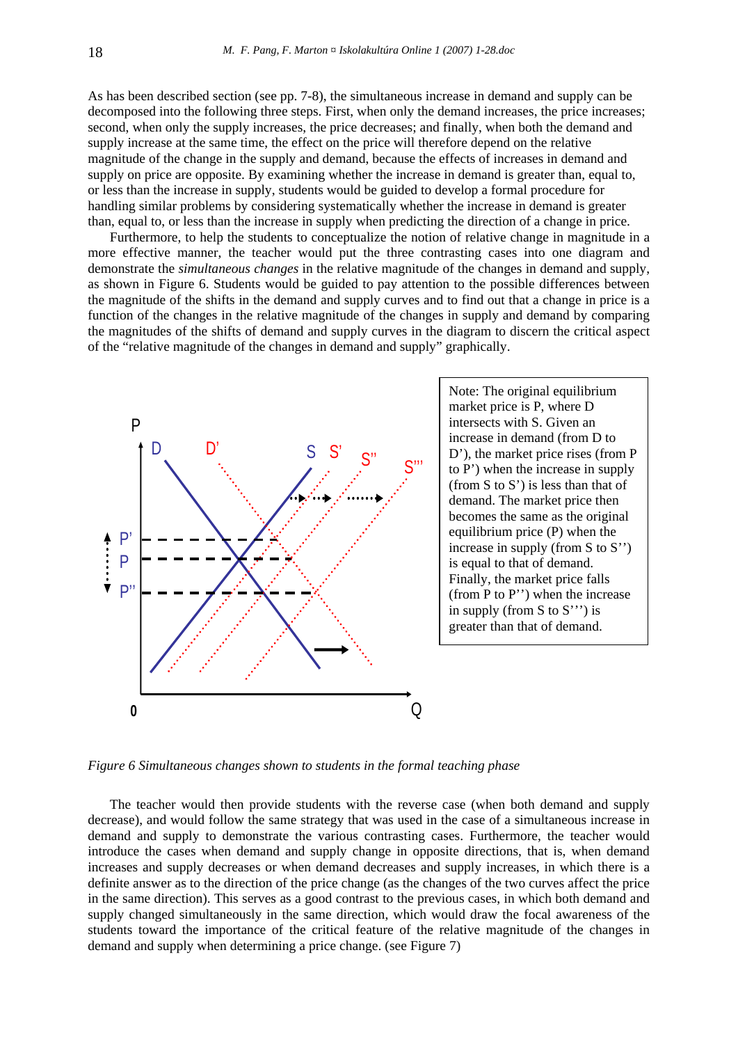As has been described section (see pp. 7-8), the simultaneous increase in demand and supply can be decomposed into the following three steps. First, when only the demand increases, the price increases; second, when only the supply increases, the price decreases; and finally, when both the demand and supply increase at the same time, the effect on the price will therefore depend on the relative magnitude of the change in the supply and demand, because the effects of increases in demand and supply on price are opposite. By examining whether the increase in demand is greater than, equal to, or less than the increase in supply, students would be guided to develop a formal procedure for handling similar problems by considering systematically whether the increase in demand is greater than, equal to, or less than the increase in supply when predicting the direction of a change in price.

Furthermore, to help the students to conceptualize the notion of relative change in magnitude in a more effective manner, the teacher would put the three contrasting cases into one diagram and demonstrate the *simultaneous changes* in the relative magnitude of the changes in demand and supply, as shown in Figure 6. Students would be guided to pay attention to the possible differences between the magnitude of the shifts in the demand and supply curves and to find out that a change in price is a function of the changes in the relative magnitude of the changes in supply and demand by comparing the magnitudes of the shifts of demand and supply curves in the diagram to discern the critical aspect of the "relative magnitude of the changes in demand and supply" graphically.

Note: The original equilibrium market price is P, where D intersects with S. Given an increase in demand (from D to D'), the market price rises (from P to P') when the increase in supply (from S to S') is less than that of demand. The market price then becomes the same as the original equilibrium price (P) when the increase in supply (from S to S'') is equal to that of demand. Finally, the market price falls (from P to P'') when the increase in supply (from S to S''') is greater than that of demand.

*Figure 6 Simultaneous changes shown to students in the formal teaching phase*

The teacher would then provide students with the reverse case (when both demand and supply decrease), and would follow the same strategy that was used in the case of a simultaneous increase in demand and supply to demonstrate the various contrasting cases. Furthermore, the teacher would introduce the cases when demand and supply change in opposite directions, that is, when demand increases and supply decreases or when demand decreases and supply increases, in which there is a definite answer as to the direction of the price change (as the changes of the two curves affect the price in the same direction). This serves as a good contrast to the previous cases, in which both demand and supply changed simultaneously in the same direction, which would draw the focal awareness of the students toward the importance of the critical feature of the relative magnitude of the changes in demand and supply when determining a price change. (see Figure 7)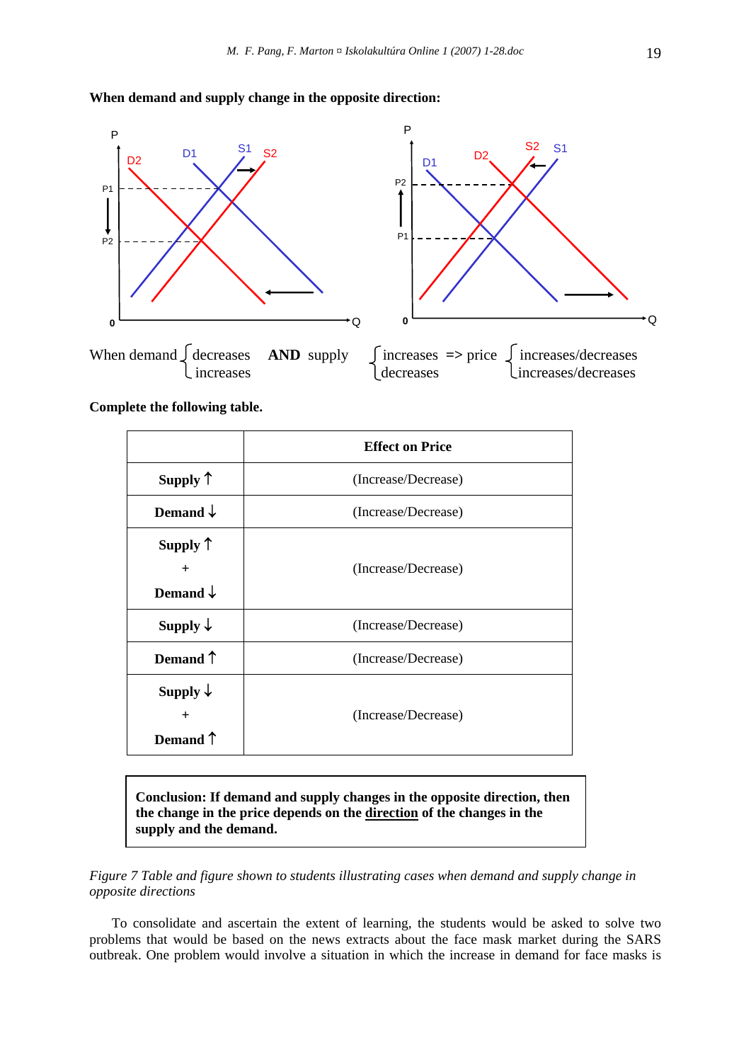**When demand and supply change in the opposite direction:**

When demand { decreases / increases } **AND** supply { increases / decreases } => price { increases/decreases / increases/decreases }

**Complete the following table.**

| | **Effect on Price** |
|---|---|
| **Supply ↑** | (Increase/Decrease) |
| **Demand ↓** | (Increase/Decrease) |
| **Supply ↑** + **Demand ↓** | (Increase/Decrease) |
| **Supply ↓** | (Increase/Decrease) |
| **Demand ↑** | (Increase/Decrease) |
| **Supply ↓** + **Demand ↑** | (Increase/Decrease) |

**Conclusion: If demand and supply changes in the opposite direction, then the change in the price depends on the direction of the changes in the supply and the demand.**

*Figure 7 Table and figure shown to students illustrating cases when demand and supply change in opposite directions*

To consolidate and ascertain the extent of learning, the students would be asked to solve two problems that would be based on the news extracts about the face mask market during the SARS outbreak. One problem would involve a situation in which the increase in demand for face masks is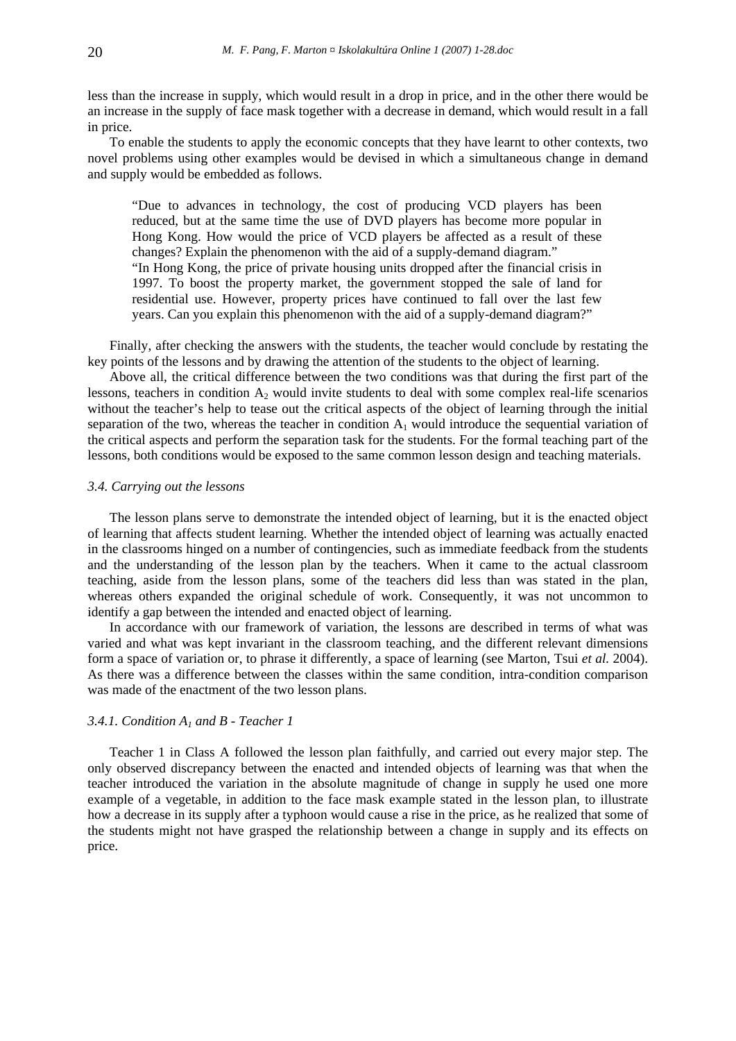less than the increase in supply, which would result in a drop in price, and in the other there would be an increase in the supply of face mask together with a decrease in demand, which would result in a fall in price.

To enable the students to apply the economic concepts that they have learnt to other contexts, two novel problems using other examples would be devised in which a simultaneous change in demand and supply would be embedded as follows.

> "Due to advances in technology, the cost of producing VCD players has been reduced, but at the same time the use of DVD players has become more popular in Hong Kong. How would the price of VCD players be affected as a result of these changes? Explain the phenomenon with the aid of a supply-demand diagram."
>
> "In Hong Kong, the price of private housing units dropped after the financial crisis in 1997. To boost the property market, the government stopped the sale of land for residential use. However, property prices have continued to fall over the last few years. Can you explain this phenomenon with the aid of a supply-demand diagram?"

Finally, after checking the answers with the students, the teacher would conclude by restating the key points of the lessons and by drawing the attention of the students to the object of learning.

Above all, the critical difference between the two conditions was that during the first part of the lessons, teachers in condition $A_2$ would invite students to deal with some complex real-life scenarios without the teacher's help to tease out the critical aspects of the object of learning through the initial separation of the two, whereas the teacher in condition $A_1$ would introduce the sequential variation of the critical aspects and perform the separation task for the students. For the formal teaching part of the lessons, both conditions would be exposed to the same common lesson design and teaching materials.

### *3.4. Carrying out the lessons*

The lesson plans serve to demonstrate the intended object of learning, but it is the enacted object of learning that affects student learning. Whether the intended object of learning was actually enacted in the classrooms hinged on a number of contingencies, such as immediate feedback from the students and the understanding of the lesson plan by the teachers. When it came to the actual classroom teaching, aside from the lesson plans, some of the teachers did less than was stated in the plan, whereas others expanded the original schedule of work. Consequently, it was not uncommon to identify a gap between the intended and enacted object of learning.

In accordance with our framework of variation, the lessons are described in terms of what was varied and what was kept invariant in the classroom teaching, and the different relevant dimensions form a space of variation or, to phrase it differently, a space of learning (see Marton, Tsui *et al.* 2004). As there was a difference between the classes within the same condition, intra-condition comparison was made of the enactment of the two lesson plans.

#### *3.4.1. Condition $A_1$ and B - Teacher 1*

Teacher 1 in Class A followed the lesson plan faithfully, and carried out every major step. The only observed discrepancy between the enacted and intended objects of learning was that when the teacher introduced the variation in the absolute magnitude of change in supply he used one more example of a vegetable, in addition to the face mask example stated in the lesson plan, to illustrate how a decrease in its supply after a typhoon would cause a rise in the price, as he realized that some of the students might not have grasped the relationship between a change in supply and its effects on price.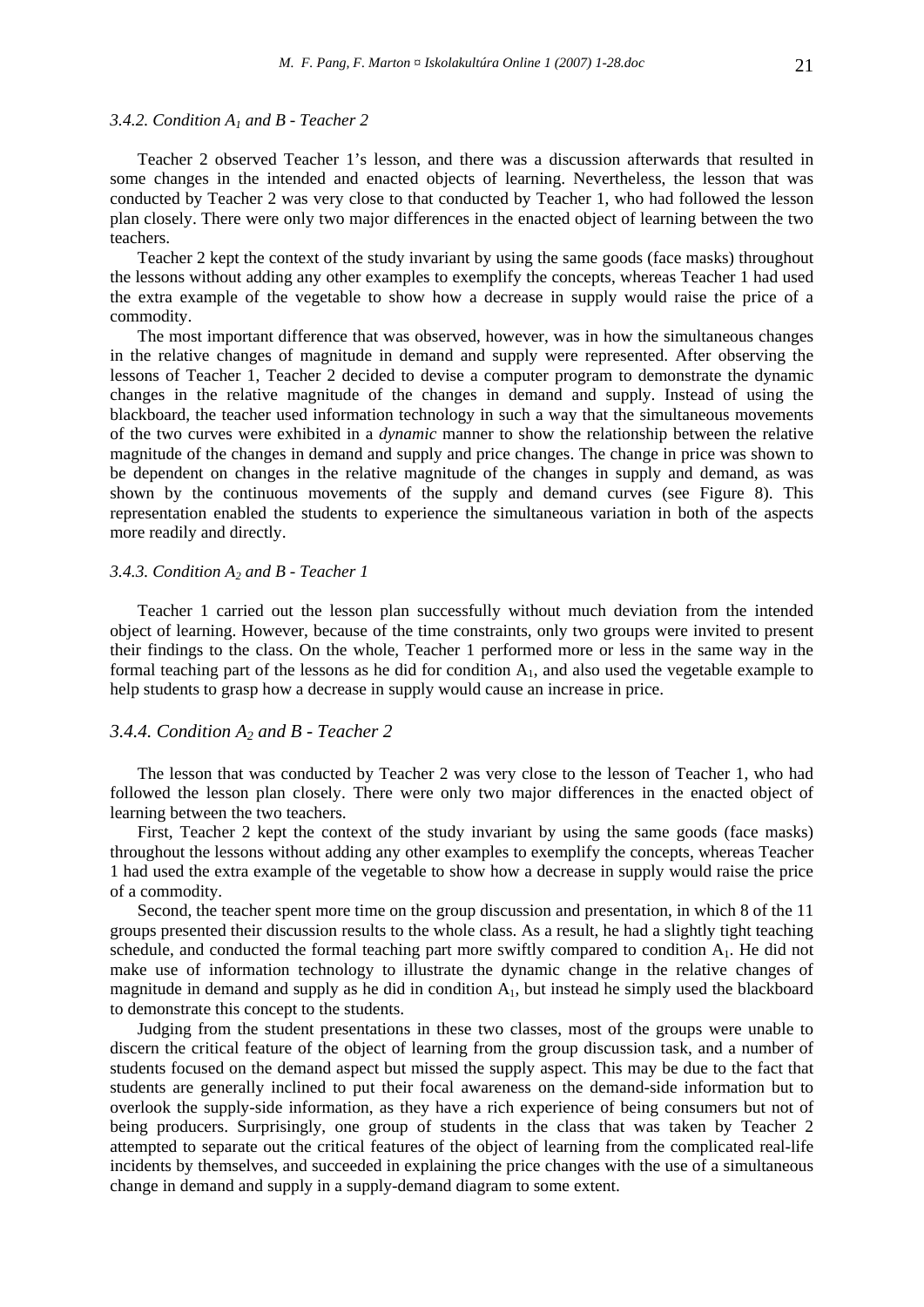### 3.4.2. Condition $A_1$ and B - Teacher 2

Teacher 2 observed Teacher 1's lesson, and there was a discussion afterwards that resulted in some changes in the intended and enacted objects of learning. Nevertheless, the lesson that was conducted by Teacher 2 was very close to that conducted by Teacher 1, who had followed the lesson plan closely. There were only two major differences in the enacted object of learning between the two teachers.

Teacher 2 kept the context of the study invariant by using the same goods (face masks) throughout the lessons without adding any other examples to exemplify the concepts, whereas Teacher 1 had used the extra example of the vegetable to show how a decrease in supply would raise the price of a commodity.

The most important difference that was observed, however, was in how the simultaneous changes in the relative changes of magnitude in demand and supply were represented. After observing the lessons of Teacher 1, Teacher 2 decided to devise a computer program to demonstrate the dynamic changes in the relative magnitude of the changes in demand and supply. Instead of using the blackboard, the teacher used information technology in such a way that the simultaneous movements of the two curves were exhibited in a *dynamic* manner to show the relationship between the relative magnitude of the changes in demand and supply and price changes. The change in price was shown to be dependent on changes in the relative magnitude of the changes in supply and demand, as was shown by the continuous movements of the supply and demand curves (see Figure 8). This representation enabled the students to experience the simultaneous variation in both of the aspects more readily and directly.

### 3.4.3. Condition $A_2$ and B - Teacher 1

Teacher 1 carried out the lesson plan successfully without much deviation from the intended object of learning. However, because of the time constraints, only two groups were invited to present their findings to the class. On the whole, Teacher 1 performed more or less in the same way in the formal teaching part of the lessons as he did for condition $A_1$, and also used the vegetable example to help students to grasp how a decrease in supply would cause an increase in price.

### 3.4.4. Condition $A_2$ and B - Teacher 2

The lesson that was conducted by Teacher 2 was very close to the lesson of Teacher 1, who had followed the lesson plan closely. There were only two major differences in the enacted object of learning between the two teachers.

First, Teacher 2 kept the context of the study invariant by using the same goods (face masks) throughout the lessons without adding any other examples to exemplify the concepts, whereas Teacher 1 had used the extra example of the vegetable to show how a decrease in supply would raise the price of a commodity.

Second, the teacher spent more time on the group discussion and presentation, in which 8 of the 11 groups presented their discussion results to the whole class. As a result, he had a slightly tight teaching schedule, and conducted the formal teaching part more swiftly compared to condition $A_1$. He did not make use of information technology to illustrate the dynamic change in the relative changes of magnitude in demand and supply as he did in condition $A_1$, but instead he simply used the blackboard to demonstrate this concept to the students.

Judging from the student presentations in these two classes, most of the groups were unable to discern the critical feature of the object of learning from the group discussion task, and a number of students focused on the demand aspect but missed the supply aspect. This may be due to the fact that students are generally inclined to put their focal awareness on the demand-side information but to overlook the supply-side information, as they have a rich experience of being consumers but not of being producers. Surprisingly, one group of students in the class that was taken by Teacher 2 attempted to separate out the critical features of the object of learning from the complicated real-life incidents by themselves, and succeeded in explaining the price changes with the use of a simultaneous change in demand and supply in a supply-demand diagram to some extent.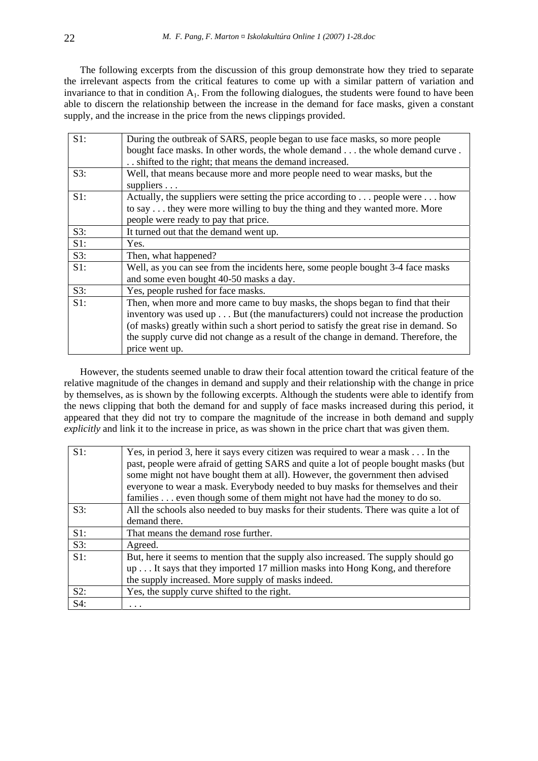The following excerpts from the discussion of this group demonstrate how they tried to separate the irrelevant aspects from the critical features to come up with a similar pattern of variation and invariance to that in condition $A_1$. From the following dialogues, the students were found to have been able to discern the relationship between the increase in the demand for face masks, given a constant supply, and the increase in the price from the news clippings provided.

| | |
|---|---|
| S1: | During the outbreak of SARS, people began to use face masks, so more people bought face masks. In other words, the whole demand . . . the whole demand curve . . . shifted to the right; that means the demand increased. |
| S3: | Well, that means because more and more people need to wear masks, but the suppliers . . . |
| S1: | Actually, the suppliers were setting the price according to . . . people were . . . how to say . . . they were more willing to buy the thing and they wanted more. More people were ready to pay that price. |
| S3: | It turned out that the demand went up. |
| S1: | Yes. |
| S3: | Then, what happened? |
| S1: | Well, as you can see from the incidents here, some people bought 3-4 face masks and some even bought 40-50 masks a day. |
| S3: | Yes, people rushed for face masks. |
| S1: | Then, when more and more came to buy masks, the shops began to find that their inventory was used up . . . But (the manufacturers) could not increase the production (of masks) greatly within such a short period to satisfy the great rise in demand. So the supply curve did not change as a result of the change in demand. Therefore, the price went up. |

However, the students seemed unable to draw their focal attention toward the critical feature of the relative magnitude of the changes in demand and supply and their relationship with the change in price by themselves, as is shown by the following excerpts. Although the students were able to identify from the news clipping that both the demand for and supply of face masks increased during this period, it appeared that they did not try to compare the magnitude of the increase in both demand and supply *explicitly* and link it to the increase in price, as was shown in the price chart that was given them.

| | |
|---|---|
| S1: | Yes, in period 3, here it says every citizen was required to wear a mask . . . In the past, people were afraid of getting SARS and quite a lot of people bought masks (but some might not have bought them at all). However, the government then advised everyone to wear a mask. Everybody needed to buy masks for themselves and their families . . . even though some of them might not have had the money to do so. |
| S3: | All the schools also needed to buy masks for their students. There was quite a lot of demand there. |
| S1: | That means the demand rose further. |
| S3: | Agreed. |
| S1: | But, here it seems to mention that the supply also increased. The supply should go up . . . It says that they imported 17 million masks into Hong Kong, and therefore the supply increased. More supply of masks indeed. |
| S2: | Yes, the supply curve shifted to the right. |
| S4: | . . . |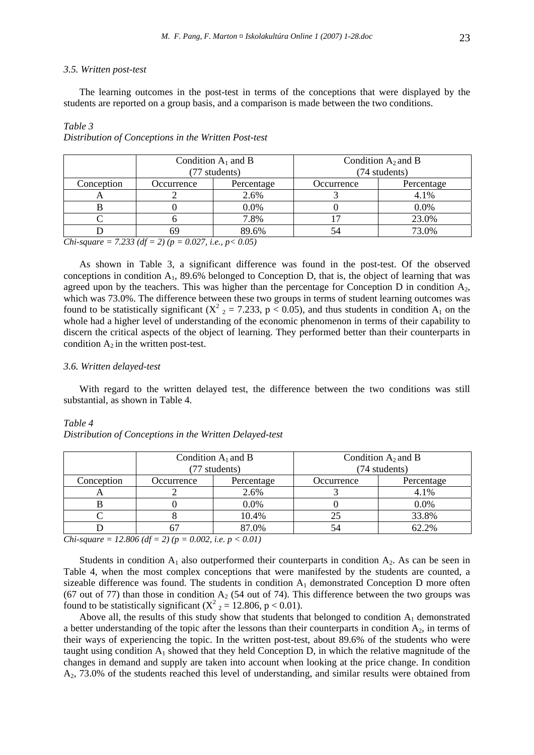### 3.5. Written post-test

The learning outcomes in the post-test in terms of the conceptions that were displayed by the students are reported on a group basis, and a comparison is made between the two conditions.

*Table 3*
*Distribution of Conceptions in the Written Post-test*

| | Condition $A_1$ and B (77 students) | | Condition $A_2$ and B (74 students) | |
|---|---|---|---|---|
| Conception | Occurrence | Percentage | Occurrence | Percentage |
| A | 2 | 2.6% | 3 | 4.1% |
| B | 0 | 0.0% | 0 | 0.0% |
| C | 6 | 7.8% | 17 | 23.0% |
| D | 69 | 89.6% | 54 | 73.0% |

*Chi-square = 7.233 (df = 2) (p = 0.027, i.e., p< 0.05)*

As shown in Table 3, a significant difference was found in the post-test. Of the observed conceptions in condition $A_1$, 89.6% belonged to Conception D, that is, the object of learning that was agreed upon by the teachers. This was higher than the percentage for Conception D in condition $A_2$, which was 73.0%. The difference between these two groups in terms of student learning outcomes was found to be statistically significant ($X^2{}_2 = 7.233$, $p < 0.05$), and thus students in condition $A_1$ on the whole had a higher level of understanding of the economic phenomenon in terms of their capability to discern the critical aspects of the object of learning. They performed better than their counterparts in condition $A_2$ in the written post-test.

### 3.6. Written delayed-test

With regard to the written delayed test, the difference between the two conditions was still substantial, as shown in Table 4.

*Table 4*
*Distribution of Conceptions in the Written Delayed-test*

| | Condition $A_1$ and B (77 students) | | Condition $A_2$ and B (74 students) | |
|---|---|---|---|---|
| Conception | Occurrence | Percentage | Occurrence | Percentage |
| A | 2 | 2.6% | 3 | 4.1% |
| B | 0 | 0.0% | 0 | 0.0% |
| C | 8 | 10.4% | 25 | 33.8% |
| D | 67 | 87.0% | 54 | 62.2% |

*Chi-square = 12.806 (df = 2) (p = 0.002, i.e. p < 0.01)*

Students in condition $A_1$ also outperformed their counterparts in condition $A_2$. As can be seen in Table 4, when the most complex conceptions that were manifested by the students are counted, a sizeable difference was found. The students in condition $A_1$ demonstrated Conception D more often (67 out of 77) than those in condition $A_2$ (54 out of 74). This difference between the two groups was found to be statistically significant ($X^2{}_2 = 12.806$, $p < 0.01$).

Above all, the results of this study show that students that belonged to condition $A_1$ demonstrated a better understanding of the topic after the lessons than their counterparts in condition $A_2$, in terms of their ways of experiencing the topic. In the written post-test, about 89.6% of the students who were taught using condition $A_1$ showed that they held Conception D, in which the relative magnitude of the changes in demand and supply are taken into account when looking at the price change. In condition $A_2$, 73.0% of the students reached this level of understanding, and similar results were obtained from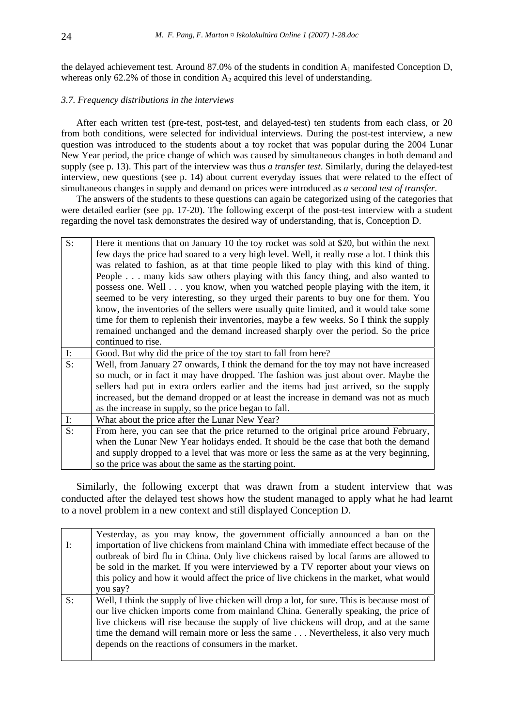the delayed achievement test. Around 87.0% of the students in condition $A_1$ manifested Conception D, whereas only 62.2% of those in condition $A_2$ acquired this level of understanding.

### *3.7. Frequency distributions in the interviews*

After each written test (pre-test, post-test, and delayed-test) ten students from each class, or 20 from both conditions, were selected for individual interviews. During the post-test interview, a new question was introduced to the students about a toy rocket that was popular during the 2004 Lunar New Year period, the price change of which was caused by simultaneous changes in both demand and supply (see p. 13). This part of the interview was thus *a transfer test*. Similarly, during the delayed-test interview, new questions (see p. 14) about current everyday issues that were related to the effect of simultaneous changes in supply and demand on prices were introduced as *a second test of transfer*.

The answers of the students to these questions can again be categorized using of the categories that were detailed earlier (see pp. 17-20). The following excerpt of the post-test interview with a student regarding the novel task demonstrates the desired way of understanding, that is, Conception D.

| | |
|---|---|
| S: | Here it mentions that on January 10 the toy rocket was sold at $20, but within the next few days the price had soared to a very high level. Well, it really rose a lot. I think this was related to fashion, as at that time people liked to play with this kind of thing. People . . . many kids saw others playing with this fancy thing, and also wanted to possess one. Well . . . you know, when you watched people playing with the item, it seemed to be very interesting, so they urged their parents to buy one for them. You know, the inventories of the sellers were usually quite limited, and it would take some time for them to replenish their inventories, maybe a few weeks. So I think the supply remained unchanged and the demand increased sharply over the period. So the price continued to rise. |
| I: | Good. But why did the price of the toy start to fall from here? |
| S: | Well, from January 27 onwards, I think the demand for the toy may not have increased so much, or in fact it may have dropped. The fashion was just about over. Maybe the sellers had put in extra orders earlier and the items had just arrived, so the supply increased, but the demand dropped or at least the increase in demand was not as much as the increase in supply, so the price began to fall. |
| I: | What about the price after the Lunar New Year? |
| S: | From here, you can see that the price returned to the original price around February, when the Lunar New Year holidays ended. It should be the case that both the demand and supply dropped to a level that was more or less the same as at the very beginning, so the price was about the same as the starting point. |

Similarly, the following excerpt that was drawn from a student interview that was conducted after the delayed test shows how the student managed to apply what he had learnt to a novel problem in a new context and still displayed Conception D.

| | |
|---|---|
| I: | Yesterday, as you may know, the government officially announced a ban on the importation of live chickens from mainland China with immediate effect because of the outbreak of bird flu in China. Only live chickens raised by local farms are allowed to be sold in the market. If you were interviewed by a TV reporter about your views on this policy and how it would affect the price of live chickens in the market, what would you say? |
| S: | Well, I think the supply of live chicken will drop a lot, for sure. This is because most of our live chicken imports come from mainland China. Generally speaking, the price of live chickens will rise because the supply of live chickens will drop, and at the same time the demand will remain more or less the same . . . Nevertheless, it also very much depends on the reactions of consumers in the market. |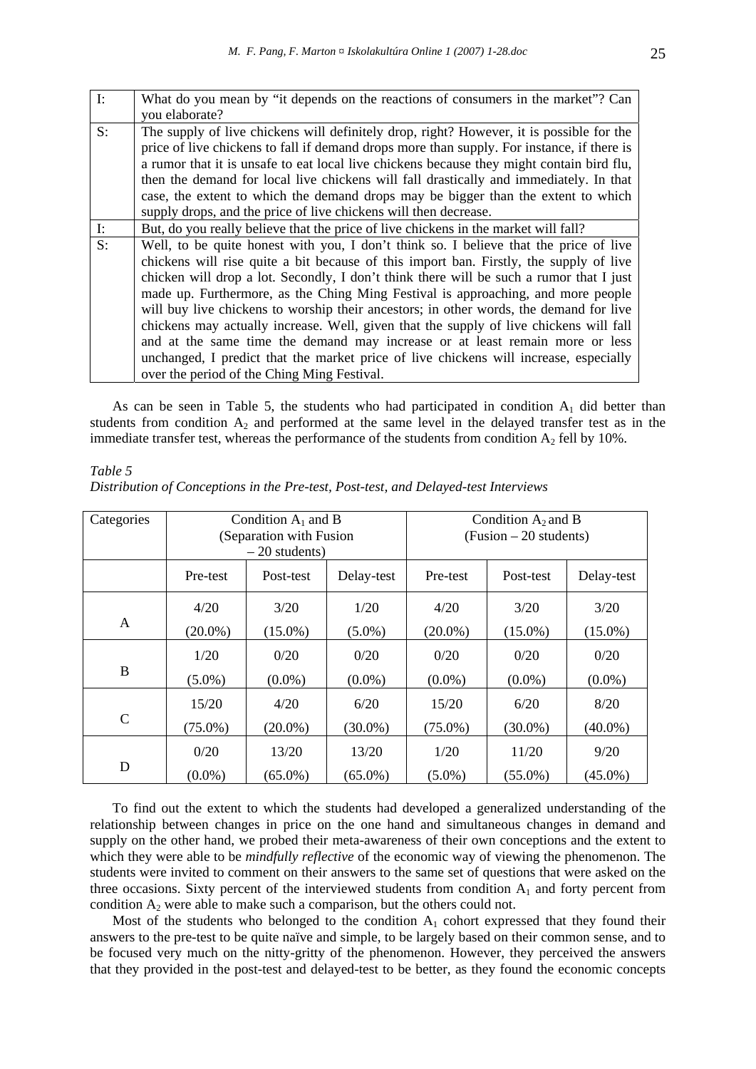| I: | What do you mean by "it depends on the reactions of consumers in the market"? Can you elaborate? |
|---|---|
| S: | The supply of live chickens will definitely drop, right? However, it is possible for the price of live chickens to fall if demand drops more than supply. For instance, if there is a rumor that it is unsafe to eat local live chickens because they might contain bird flu, then the demand for local live chickens will fall drastically and immediately. In that case, the extent to which the demand drops may be bigger than the extent to which supply drops, and the price of live chickens will then decrease. |
| I: | But, do you really believe that the price of live chickens in the market will fall? |
| S: | Well, to be quite honest with you, I don't think so. I believe that the price of live chickens will rise quite a bit because of this import ban. Firstly, the supply of live chicken will drop a lot. Secondly, I don't think there will be such a rumor that I just made up. Furthermore, as the Ching Ming Festival is approaching, and more people will buy live chickens to worship their ancestors; in other words, the demand for live chickens may actually increase. Well, given that the supply of live chickens will fall and at the same time the demand may increase or at least remain more or less unchanged, I predict that the market price of live chickens will increase, especially over the period of the Ching Ming Festival. |

As can be seen in Table 5, the students who had participated in condition $A_1$ did better than students from condition $A_2$ and performed at the same level in the delayed transfer test as in the immediate transfer test, whereas the performance of the students from condition $A_2$ fell by 10%.

*Table 5*
*Distribution of Conceptions in the Pre-test, Post-test, and Delayed-test Interviews*

| Categories | Condition $A_1$ and B (Separation with Fusion – 20 students) | | | Condition $A_2$ and B (Fusion – 20 students) | | |
|---|---|---|---|---|---|---|
| | Pre-test | Post-test | Delay-test | Pre-test | Post-test | Delay-test |
| A | 4/20 (20.0%) | 3/20 (15.0%) | 1/20 (5.0%) | 4/20 (20.0%) | 3/20 (15.0%) | 3/20 (15.0%) |
| B | 1/20 (5.0%) | 0/20 (0.0%) | 0/20 (0.0%) | 0/20 (0.0%) | 0/20 (0.0%) | 0/20 (0.0%) |
| C | 15/20 (75.0%) | 4/20 (20.0%) | 6/20 (30.0%) | 15/20 (75.0%) | 6/20 (30.0%) | 8/20 (40.0%) |
| D | 0/20 (0.0%) | 13/20 (65.0%) | 13/20 (65.0%) | 1/20 (5.0%) | 11/20 (55.0%) | 9/20 (45.0%) |

To find out the extent to which the students had developed a generalized understanding of the relationship between changes in price on the one hand and simultaneous changes in demand and supply on the other hand, we probed their meta-awareness of their own conceptions and the extent to which they were able to be *mindfully reflective* of the economic way of viewing the phenomenon. The students were invited to comment on their answers to the same set of questions that were asked on the three occasions. Sixty percent of the interviewed students from condition $A_1$ and forty percent from condition $A_2$ were able to make such a comparison, but the others could not.

Most of the students who belonged to the condition $A_1$ cohort expressed that they found their answers to the pre-test to be quite naïve and simple, to be largely based on their common sense, and to be focused very much on the nitty-gritty of the phenomenon. However, they perceived the answers that they provided in the post-test and delayed-test to be better, as they found the economic concepts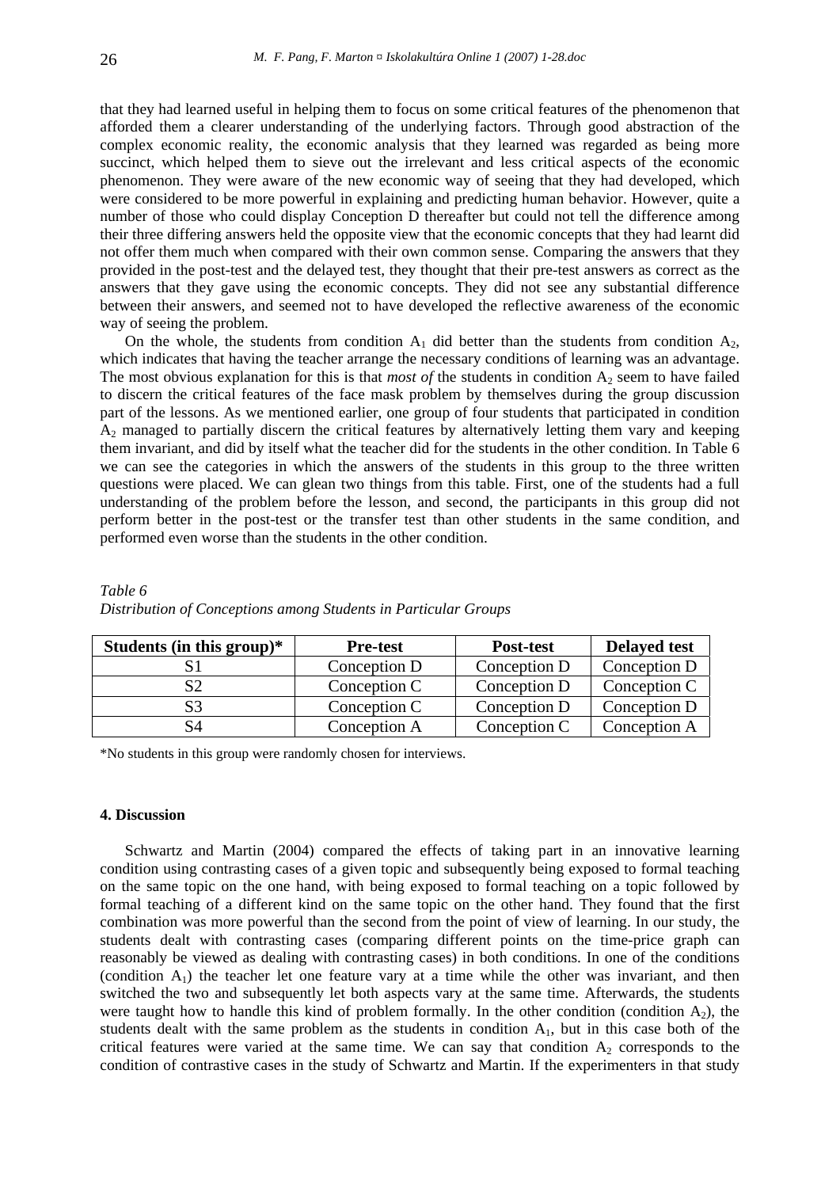that they had learned useful in helping them to focus on some critical features of the phenomenon that afforded them a clearer understanding of the underlying factors. Through good abstraction of the complex economic reality, the economic analysis that they learned was regarded as being more succinct, which helped them to sieve out the irrelevant and less critical aspects of the economic phenomenon. They were aware of the new economic way of seeing that they had developed, which were considered to be more powerful in explaining and predicting human behavior. However, quite a number of those who could display Conception D thereafter but could not tell the difference among their three differing answers held the opposite view that the economic concepts that they had learnt did not offer them much when compared with their own common sense. Comparing the answers that they provided in the post-test and the delayed test, they thought that their pre-test answers as correct as the answers that they gave using the economic concepts. They did not see any substantial difference between their answers, and seemed not to have developed the reflective awareness of the economic way of seeing the problem.

On the whole, the students from condition $A_1$ did better than the students from condition $A_2$, which indicates that having the teacher arrange the necessary conditions of learning was an advantage. The most obvious explanation for this is that *most of* the students in condition $A_2$ seem to have failed to discern the critical features of the face mask problem by themselves during the group discussion part of the lessons. As we mentioned earlier, one group of four students that participated in condition $A_2$ managed to partially discern the critical features by alternatively letting them vary and keeping them invariant, and did by itself what the teacher did for the students in the other condition. In Table 6 we can see the categories in which the answers of the students in this group to the three written questions were placed. We can glean two things from this table. First, one of the students had a full understanding of the problem before the lesson, and second, the participants in this group did not perform better in the post-test or the transfer test than other students in the same condition, and performed even worse than the students in the other condition.

*Table 6*
*Distribution of Conceptions among Students in Particular Groups*

| Students (in this group)* | Pre-test | Post-test | Delayed test |
|---|---|---|---|
| S1 | Conception D | Conception D | Conception D |
| S2 | Conception C | Conception D | Conception C |
| S3 | Conception C | Conception D | Conception D |
| S4 | Conception A | Conception C | Conception A |

*No students in this group were randomly chosen for interviews.

### 4. Discussion

Schwartz and Martin (2004) compared the effects of taking part in an innovative learning condition using contrasting cases of a given topic and subsequently being exposed to formal teaching on the same topic on the one hand, with being exposed to formal teaching on a topic followed by formal teaching of a different kind on the same topic on the other hand. They found that the first combination was more powerful than the second from the point of view of learning. In our study, the students dealt with contrasting cases (comparing different points on the time-price graph can reasonably be viewed as dealing with contrasting cases) in both conditions. In one of the conditions (condition $A_1$) the teacher let one feature vary at a time while the other was invariant, and then switched the two and subsequently let both aspects vary at the same time. Afterwards, the students were taught how to handle this kind of problem formally. In the other condition (condition $A_2$), the students dealt with the same problem as the students in condition $A_1$, but in this case both of the critical features were varied at the same time. We can say that condition $A_2$ corresponds to the condition of contrastive cases in the study of Schwartz and Martin. If the experimenters in that study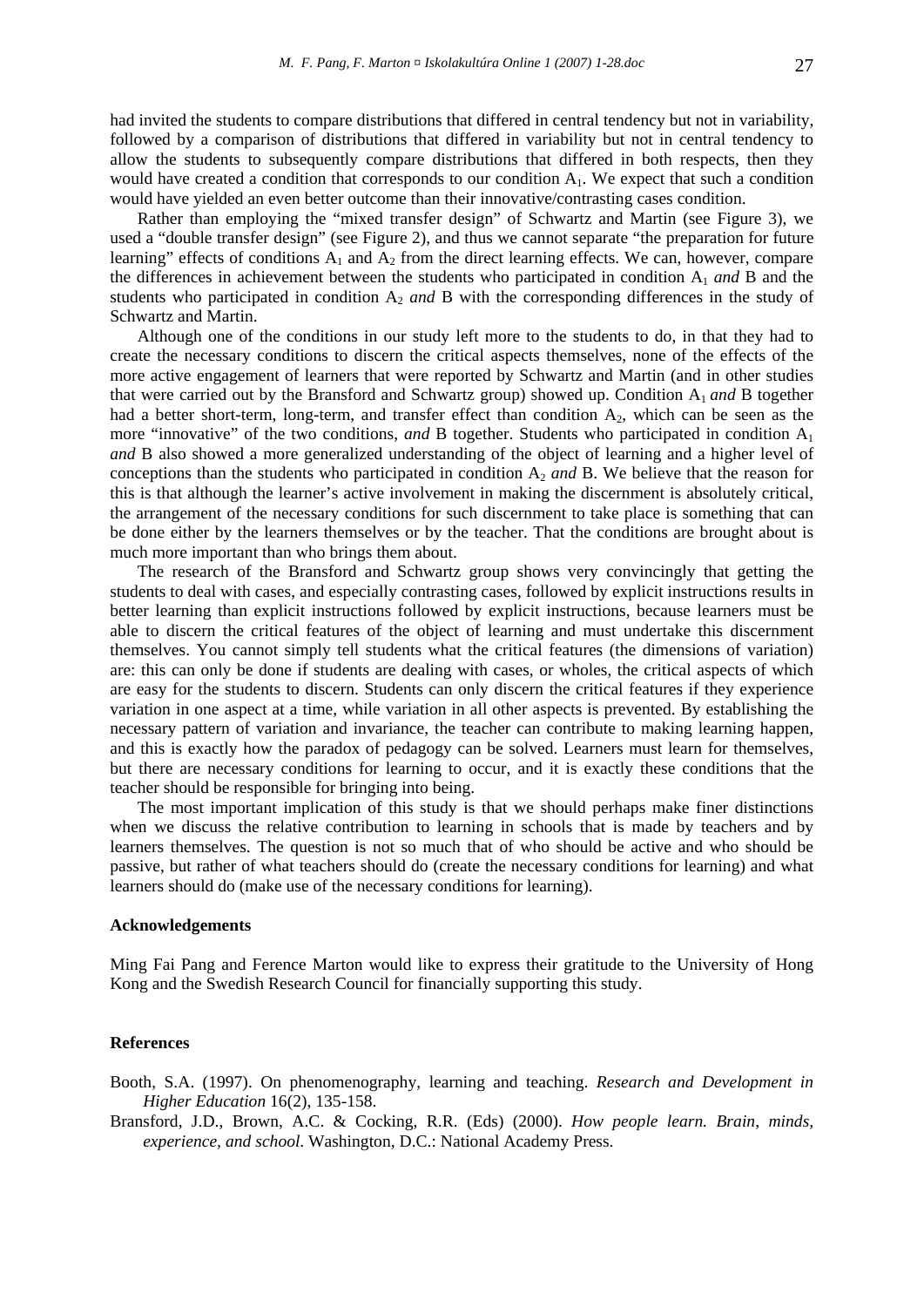had invited the students to compare distributions that differed in central tendency but not in variability, followed by a comparison of distributions that differed in variability but not in central tendency to allow the students to subsequently compare distributions that differed in both respects, then they would have created a condition that corresponds to our condition $A_1$. We expect that such a condition would have yielded an even better outcome than their innovative/contrasting cases condition.

Rather than employing the "mixed transfer design" of Schwartz and Martin (see Figure 3), we used a "double transfer design" (see Figure 2), and thus we cannot separate "the preparation for future learning" effects of conditions $A_1$ and $A_2$ from the direct learning effects. We can, however, compare the differences in achievement between the students who participated in condition $A_1$ *and* B and the students who participated in condition $A_2$ *and* B with the corresponding differences in the study of Schwartz and Martin.

Although one of the conditions in our study left more to the students to do, in that they had to create the necessary conditions to discern the critical aspects themselves, none of the effects of the more active engagement of learners that were reported by Schwartz and Martin (and in other studies that were carried out by the Bransford and Schwartz group) showed up. Condition $A_1$ *and* B together had a better short-term, long-term, and transfer effect than condition $A_2$, which can be seen as the more "innovative" of the two conditions, *and* B together. Students who participated in condition $A_1$ *and* B also showed a more generalized understanding of the object of learning and a higher level of conceptions than the students who participated in condition $A_2$ *and* B. We believe that the reason for this is that although the learner's active involvement in making the discernment is absolutely critical, the arrangement of the necessary conditions for such discernment to take place is something that can be done either by the learners themselves or by the teacher. That the conditions are brought about is much more important than who brings them about.

The research of the Bransford and Schwartz group shows very convincingly that getting the students to deal with cases, and especially contrasting cases, followed by explicit instructions results in better learning than explicit instructions followed by explicit instructions, because learners must be able to discern the critical features of the object of learning and must undertake this discernment themselves. You cannot simply tell students what the critical features (the dimensions of variation) are: this can only be done if students are dealing with cases, or wholes, the critical aspects of which are easy for the students to discern. Students can only discern the critical features if they experience variation in one aspect at a time, while variation in all other aspects is prevented. By establishing the necessary pattern of variation and invariance, the teacher can contribute to making learning happen, and this is exactly how the paradox of pedagogy can be solved. Learners must learn for themselves, but there are necessary conditions for learning to occur, and it is exactly these conditions that the teacher should be responsible for bringing into being.

The most important implication of this study is that we should perhaps make finer distinctions when we discuss the relative contribution to learning in schools that is made by teachers and by learners themselves. The question is not so much that of who should be active and who should be passive, but rather of what teachers should do (create the necessary conditions for learning) and what learners should do (make use of the necessary conditions for learning).

**Acknowledgements**

Ming Fai Pang and Ference Marton would like to express their gratitude to the University of Hong Kong and the Swedish Research Council for financially supporting this study.

**References**

Booth, S.A. (1997). On phenomenography, learning and teaching. *Research and Development in Higher Education* 16(2), 135-158.

Bransford, J.D., Brown, A.C. & Cocking, R.R. (Eds) (2000). *How people learn. Brain, minds, experience, and school*. Washington, D.C.: National Academy Press.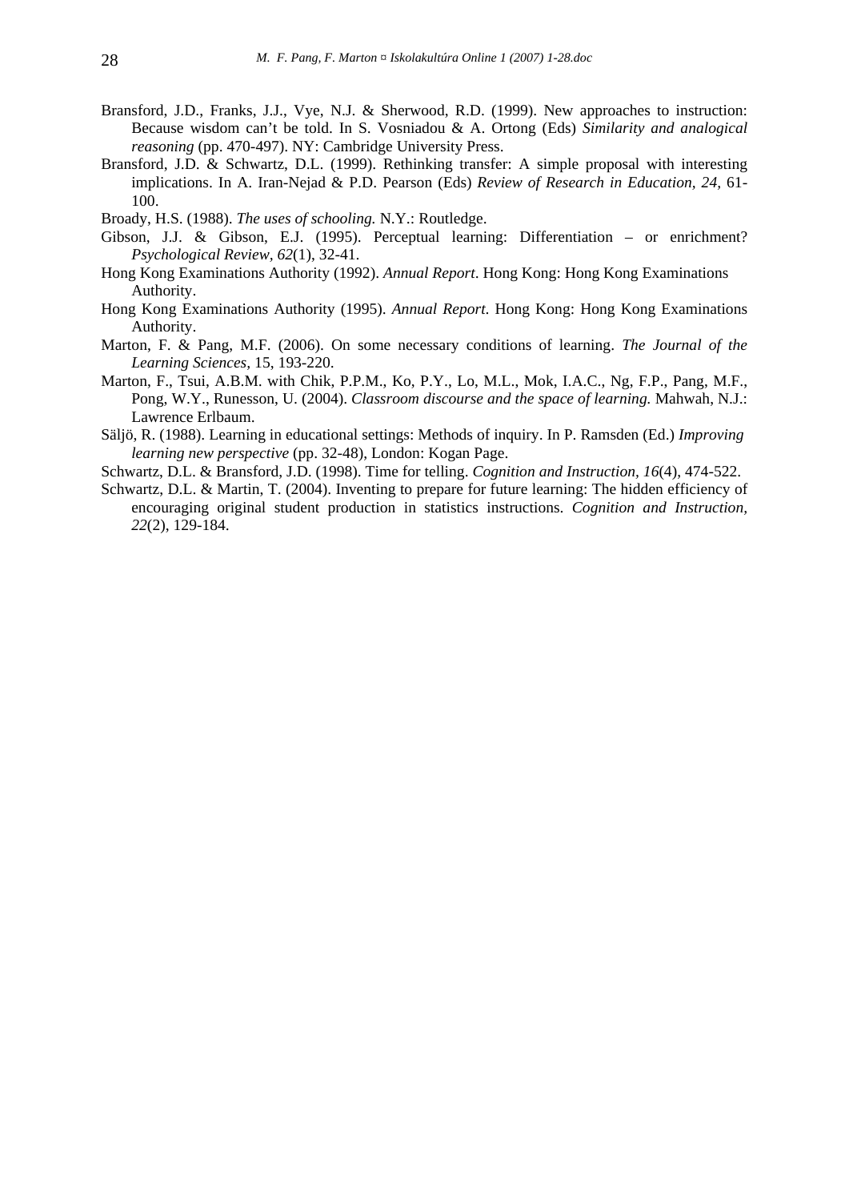Bransford, J.D., Franks, J.J., Vye, N.J. & Sherwood, R.D. (1999). New approaches to instruction: Because wisdom can't be told. In S. Vosniadou & A. Ortong (Eds) *Similarity and analogical reasoning* (pp. 470-497). NY: Cambridge University Press.

Bransford, J.D. & Schwartz, D.L. (1999). Rethinking transfer: A simple proposal with interesting implications. In A. Iran-Nejad & P.D. Pearson (Eds) *Review of Research in Education, 24,* 61-100.

Broady, H.S. (1988). *The uses of schooling.* N.Y.: Routledge.

Gibson, J.J. & Gibson, E.J. (1995). Perceptual learning: Differentiation – or enrichment? *Psychological Review, 62*(1), 32-41.

Hong Kong Examinations Authority (1992). *Annual Report*. Hong Kong: Hong Kong Examinations Authority.

Hong Kong Examinations Authority (1995). *Annual Report.* Hong Kong: Hong Kong Examinations Authority.

Marton, F. & Pang, M.F. (2006). On some necessary conditions of learning. *The Journal of the Learning Sciences,* 15, 193-220.

Marton, F., Tsui, A.B.M. with Chik, P.P.M., Ko, P.Y., Lo, M.L., Mok, I.A.C., Ng, F.P., Pang, M.F., Pong, W.Y., Runesson, U. (2004). *Classroom discourse and the space of learning.* Mahwah, N.J.: Lawrence Erlbaum.

Säljö, R. (1988). Learning in educational settings: Methods of inquiry. In P. Ramsden (Ed.) *Improving learning new perspective* (pp. 32-48), London: Kogan Page.

Schwartz, D.L. & Bransford, J.D. (1998). Time for telling. *Cognition and Instruction, 16*(4), 474-522.

Schwartz, D.L. & Martin, T. (2004). Inventing to prepare for future learning: The hidden efficiency of encouraging original student production in statistics instructions. *Cognition and Instruction, 22*(2), 129-184.